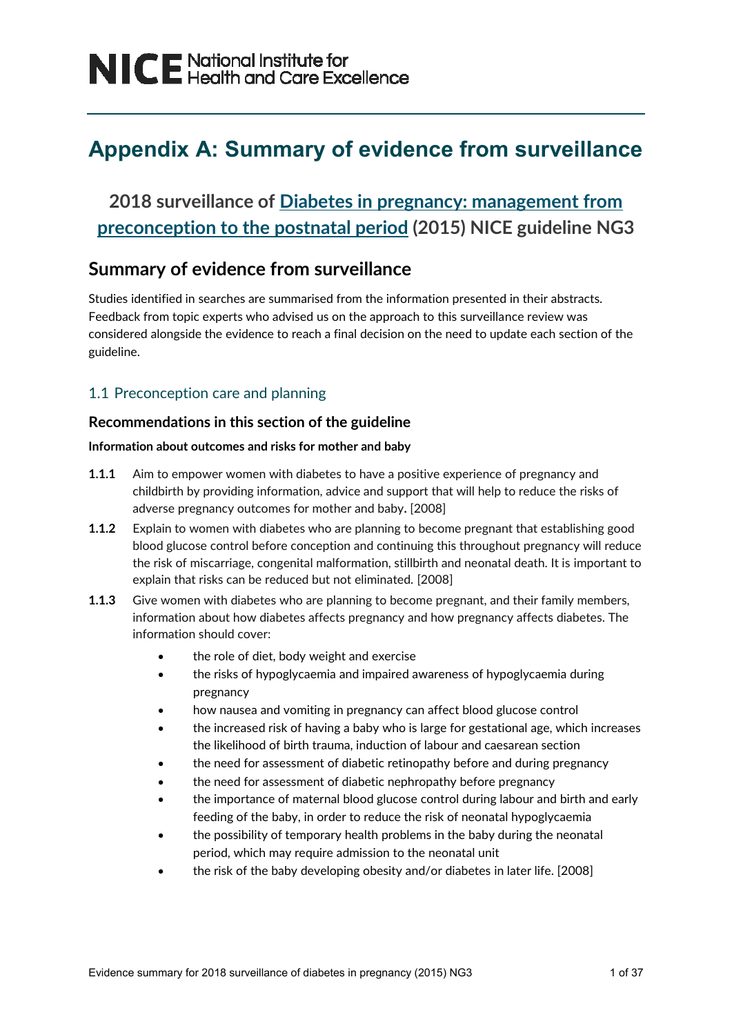# Appendix A: Summary of evidence from surveillance

## 2018 surveillance of Diabetes in pregnancy: management from preconception to the postnatal period (2015) NICE guideline NG3

## Summary of evidence from surveillance

Studies identified in searches are summarised from the information presented in their abstracts. Feedback from topic experts who advised us on the approach to this surveillance review was considered alongside the evidence to reach a final decision on the need to update each section of the guideline.

### 1.1 Preconception care and planning

#### Recommendations in this section of the guideline

**Information about outcomes and risks for mother and baby**

**1.1.1** Aim to empower women with diabetes to have a positive experience of pregnancy and childbirth by providing information, advice and support that will help to reduce the risks of adverse pregnancy outcomes for mother and baby. [2008]

**1.1.2** Explain to women with diabetes who are planning to become pregnant that establishing good blood glucose control before conception and continuing this throughout pregnancy will reduce the risk of miscarriage, congenital malformation, stillbirth and neonatal death. It is important to explain that risks can be reduced but not eliminated. [2008]

**1.1.3** Give women with diabetes who are planning to become pregnant, and their family members, information about how diabetes affects pregnancy and how pregnancy affects diabetes. The information should cover:

- the role of diet, body weight and exercise
- the risks of hypoglycaemia and impaired awareness of hypoglycaemia during pregnancy
- how nausea and vomiting in pregnancy can affect blood glucose control
- the increased risk of having a baby who is large for gestational age, which increases the likelihood of birth trauma, induction of labour and caesarean section
- the need for assessment of diabetic retinopathy before and during pregnancy
- the need for assessment of diabetic nephropathy before pregnancy
- the importance of maternal blood glucose control during labour and birth and early feeding of the baby, in order to reduce the risk of neonatal hypoglycaemia
- the possibility of temporary health problems in the baby during the neonatal period, which may require admission to the neonatal unit
- the risk of the baby developing obesity and/or diabetes in later life. [2008]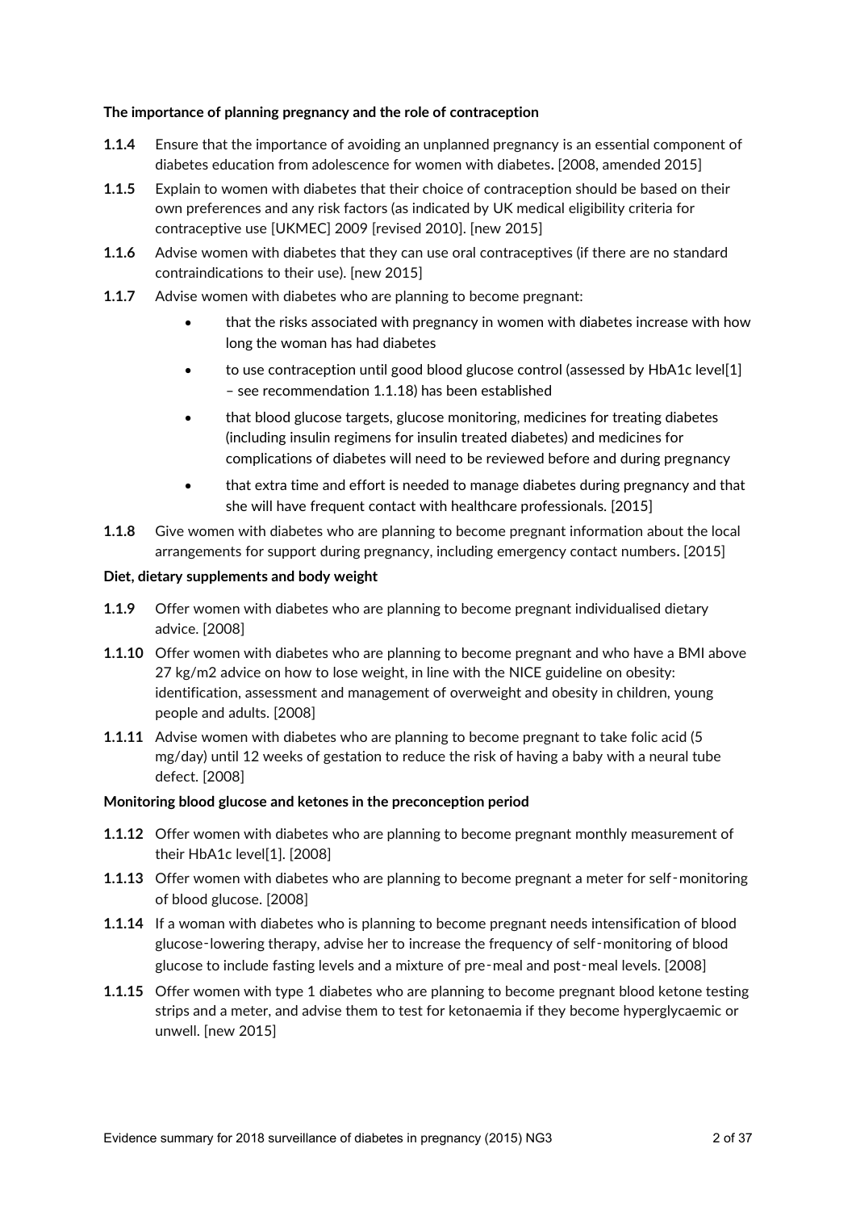**The importance of planning pregnancy and the role of contraception**

**1.1.4** Ensure that the importance of avoiding an unplanned pregnancy is an essential component of diabetes education from adolescence for women with diabetes**.** [2008, amended 2015]

**1.1.5** Explain to women with diabetes that their choice of contraception should be based on their own preferences and any risk factors (as indicated by UK medical eligibility criteria for contraceptive use [UKMEC] 2009 [revised 2010]. [new 2015]

**1.1.6** Advise women with diabetes that they can use oral contraceptives (if there are no standard contraindications to their use). [new 2015]

**1.1.7** Advise women with diabetes who are planning to become pregnant:

- that the risks associated with pregnancy in women with diabetes increase with how long the woman has had diabetes
- to use contraception until good blood glucose control (assessed by HbA1c level[1] – see recommendation 1.1.18) has been established
- that blood glucose targets, glucose monitoring, medicines for treating diabetes (including insulin regimens for insulin treated diabetes) and medicines for complications of diabetes will need to be reviewed before and during pregnancy
- that extra time and effort is needed to manage diabetes during pregnancy and that she will have frequent contact with healthcare professionals. [2015]

**1.1.8** Give women with diabetes who are planning to become pregnant information about the local arrangements for support during pregnancy, including emergency contact numbers**.** [2015]

**Diet, dietary supplements and body weight**

**1.1.9** Offer women with diabetes who are planning to become pregnant individualised dietary advice. [2008]

**1.1.10** Offer women with diabetes who are planning to become pregnant and who have a BMI above 27 kg/m2 advice on how to lose weight, in line with the NICE guideline on obesity: identification, assessment and management of overweight and obesity in children, young people and adults. [2008]

**1.1.11** Advise women with diabetes who are planning to become pregnant to take folic acid (5 mg/day) until 12 weeks of gestation to reduce the risk of having a baby with a neural tube defect. [2008]

**Monitoring blood glucose and ketones in the preconception period**

**1.1.12** Offer women with diabetes who are planning to become pregnant monthly measurement of their HbA1c level[1]. [2008]

**1.1.13** Offer women with diabetes who are planning to become pregnant a meter for self‑monitoring of blood glucose. [2008]

**1.1.14** If a woman with diabetes who is planning to become pregnant needs intensification of blood glucose‑lowering therapy, advise her to increase the frequency of self‑monitoring of blood glucose to include fasting levels and a mixture of pre‑meal and post‑meal levels. [2008]

**1.1.15** Offer women with type 1 diabetes who are planning to become pregnant blood ketone testing strips and a meter, and advise them to test for ketonaemia if they become hyperglycaemic or unwell. [new 2015]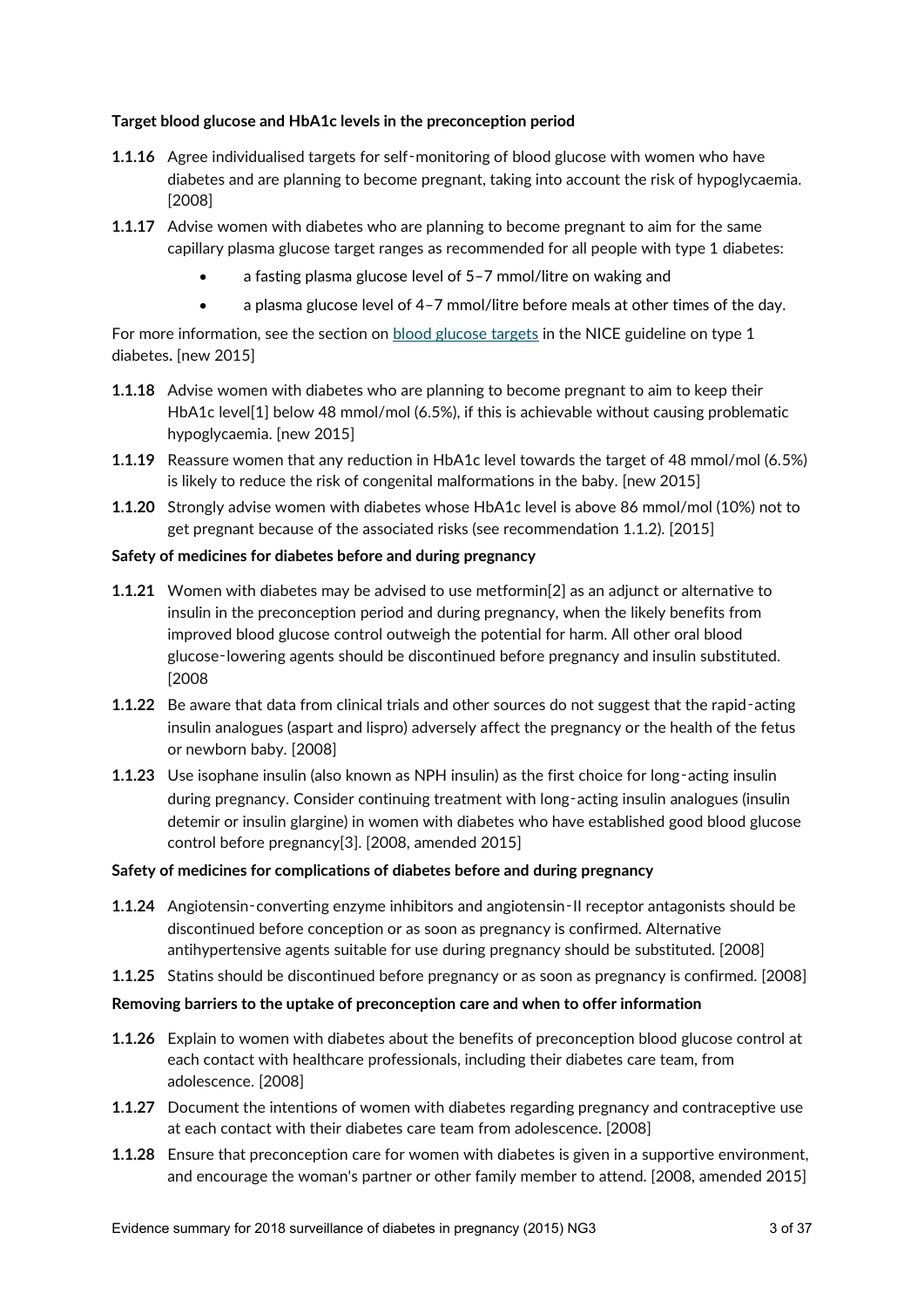**Target blood glucose and HbA1c levels in the preconception period**

**1.1.16** Agree individualised targets for self-monitoring of blood glucose with women who have diabetes and are planning to become pregnant, taking into account the risk of hypoglycaemia. [2008]

**1.1.17** Advise women with diabetes who are planning to become pregnant to aim for the same capillary plasma glucose target ranges as recommended for all people with type 1 diabetes:

- a fasting plasma glucose level of 5–7 mmol/litre on waking and
- a plasma glucose level of 4–7 mmol/litre before meals at other times of the day.

For more information, see the section on blood glucose targets in the NICE guideline on type 1 diabetes. [new 2015]

**1.1.18** Advise women with diabetes who are planning to become pregnant to aim to keep their HbA1c level[1] below 48 mmol/mol (6.5%), if this is achievable without causing problematic hypoglycaemia. [new 2015]

**1.1.19** Reassure women that any reduction in HbA1c level towards the target of 48 mmol/mol (6.5%) is likely to reduce the risk of congenital malformations in the baby. [new 2015]

**1.1.20** Strongly advise women with diabetes whose HbA1c level is above 86 mmol/mol (10%) not to get pregnant because of the associated risks (see recommendation 1.1.2). [2015]

**Safety of medicines for diabetes before and during pregnancy**

**1.1.21** Women with diabetes may be advised to use metformin[2] as an adjunct or alternative to insulin in the preconception period and during pregnancy, when the likely benefits from improved blood glucose control outweigh the potential for harm. All other oral blood glucose-lowering agents should be discontinued before pregnancy and insulin substituted. [2008

**1.1.22** Be aware that data from clinical trials and other sources do not suggest that the rapid-acting insulin analogues (aspart and lispro) adversely affect the pregnancy or the health of the fetus or newborn baby. [2008]

**1.1.23** Use isophane insulin (also known as NPH insulin) as the first choice for long-acting insulin during pregnancy. Consider continuing treatment with long-acting insulin analogues (insulin detemir or insulin glargine) in women with diabetes who have established good blood glucose control before pregnancy[3]. [2008, amended 2015]

**Safety of medicines for complications of diabetes before and during pregnancy**

**1.1.24** Angiotensin-converting enzyme inhibitors and angiotensin-II receptor antagonists should be discontinued before conception or as soon as pregnancy is confirmed. Alternative antihypertensive agents suitable for use during pregnancy should be substituted. [2008]

**1.1.25** Statins should be discontinued before pregnancy or as soon as pregnancy is confirmed. [2008]

**Removing barriers to the uptake of preconception care and when to offer information**

**1.1.26** Explain to women with diabetes about the benefits of preconception blood glucose control at each contact with healthcare professionals, including their diabetes care team, from adolescence. [2008]

**1.1.27** Document the intentions of women with diabetes regarding pregnancy and contraceptive use at each contact with their diabetes care team from adolescence. [2008]

**1.1.28** Ensure that preconception care for women with diabetes is given in a supportive environment, and encourage the woman's partner or other family member to attend. [2008, amended 2015]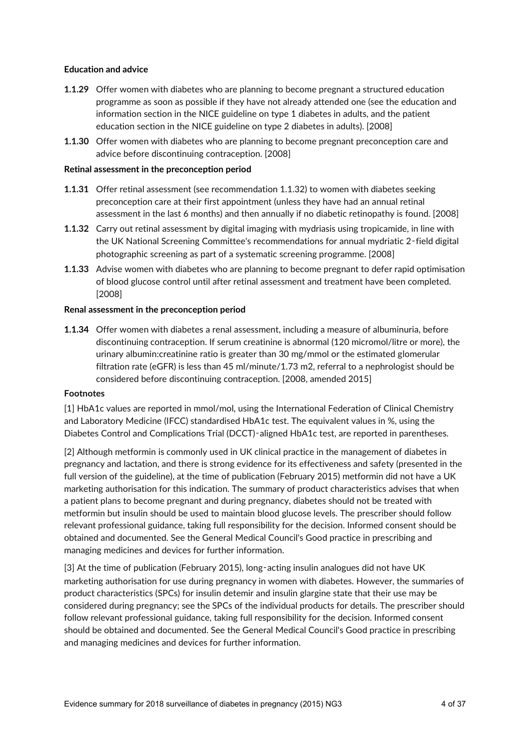**Education and advice**

**1.1.29** Offer women with diabetes who are planning to become pregnant a structured education programme as soon as possible if they have not already attended one (see the education and information section in the NICE guideline on type 1 diabetes in adults, and the patient education section in the NICE guideline on type 2 diabetes in adults). [2008]

**1.1.30** Offer women with diabetes who are planning to become pregnant preconception care and advice before discontinuing contraception. [2008]

**Retinal assessment in the preconception period**

**1.1.31** Offer retinal assessment (see recommendation 1.1.32) to women with diabetes seeking preconception care at their first appointment (unless they have had an annual retinal assessment in the last 6 months) and then annually if no diabetic retinopathy is found. [2008]

**1.1.32** Carry out retinal assessment by digital imaging with mydriasis using tropicamide, in line with the UK National Screening Committee's recommendations for annual mydriatic 2‑field digital photographic screening as part of a systematic screening programme. [2008]

**1.1.33** Advise women with diabetes who are planning to become pregnant to defer rapid optimisation of blood glucose control until after retinal assessment and treatment have been completed. [2008]

**Renal assessment in the preconception period**

**1.1.34** Offer women with diabetes a renal assessment, including a measure of albuminuria, before discontinuing contraception. If serum creatinine is abnormal (120 micromol/litre or more), the urinary albumin:creatinine ratio is greater than 30 mg/mmol or the estimated glomerular filtration rate (eGFR) is less than 45 ml/minute/1.73 m2, referral to a nephrologist should be considered before discontinuing contraception. [2008, amended 2015]

**Footnotes**

[1] HbA1c values are reported in mmol/mol, using the International Federation of Clinical Chemistry and Laboratory Medicine (IFCC) standardised HbA1c test. The equivalent values in %, using the Diabetes Control and Complications Trial (DCCT)‑aligned HbA1c test, are reported in parentheses.

[2] Although metformin is commonly used in UK clinical practice in the management of diabetes in pregnancy and lactation, and there is strong evidence for its effectiveness and safety (presented in the full version of the guideline), at the time of publication (February 2015) metformin did not have a UK marketing authorisation for this indication. The summary of product characteristics advises that when a patient plans to become pregnant and during pregnancy, diabetes should not be treated with metformin but insulin should be used to maintain blood glucose levels. The prescriber should follow relevant professional guidance, taking full responsibility for the decision. Informed consent should be obtained and documented. See the General Medical Council's Good practice in prescribing and managing medicines and devices for further information.

[3] At the time of publication (February 2015), long‑acting insulin analogues did not have UK marketing authorisation for use during pregnancy in women with diabetes. However, the summaries of product characteristics (SPCs) for insulin detemir and insulin glargine state that their use may be considered during pregnancy; see the SPCs of the individual products for details. The prescriber should follow relevant professional guidance, taking full responsibility for the decision. Informed consent should be obtained and documented. See the General Medical Council's Good practice in prescribing and managing medicines and devices for further information.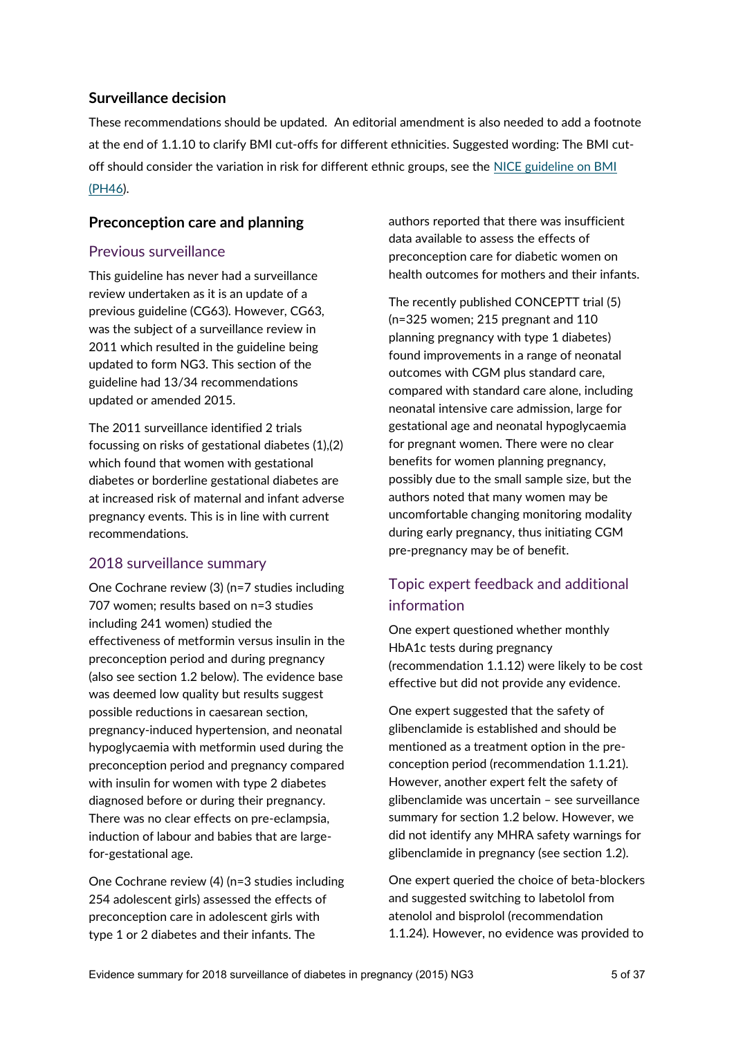### Surveillance decision

These recommendations should be updated. An editorial amendment is also needed to add a footnote at the end of 1.1.10 to clarify BMI cut-offs for different ethnicities. Suggested wording: The BMI cut-off should consider the variation in risk for different ethnic groups, see the NICE guideline on BMI (PH46).

### Preconception care and planning

#### Previous surveillance

This guideline has never had a surveillance review undertaken as it is an update of a previous guideline (CG63). However, CG63, was the subject of a surveillance review in 2011 which resulted in the guideline being updated to form NG3. This section of the guideline had 13/34 recommendations updated or amended 2015.

The 2011 surveillance identified 2 trials focussing on risks of gestational diabetes (1),(2) which found that women with gestational diabetes or borderline gestational diabetes are at increased risk of maternal and infant adverse pregnancy events. This is in line with current recommendations.

#### 2018 surveillance summary

One Cochrane review (3) (n=7 studies including 707 women; results based on n=3 studies including 241 women) studied the effectiveness of metformin versus insulin in the preconception period and during pregnancy (also see section 1.2 below). The evidence base was deemed low quality but results suggest possible reductions in caesarean section, pregnancy-induced hypertension, and neonatal hypoglycaemia with metformin used during the preconception period and pregnancy compared with insulin for women with type 2 diabetes diagnosed before or during their pregnancy. There was no clear effects on pre-eclampsia, induction of labour and babies that are large-for-gestational age.

One Cochrane review (4) (n=3 studies including 254 adolescent girls) assessed the effects of preconception care in adolescent girls with type 1 or 2 diabetes and their infants. The authors reported that there was insufficient data available to assess the effects of preconception care for diabetic women on health outcomes for mothers and their infants.

The recently published CONCEPTT trial (5) (n=325 women; 215 pregnant and 110 planning pregnancy with type 1 diabetes) found improvements in a range of neonatal outcomes with CGM plus standard care, compared with standard care alone, including neonatal intensive care admission, large for gestational age and neonatal hypoglycaemia for pregnant women. There were no clear benefits for women planning pregnancy, possibly due to the small sample size, but the authors noted that many women may be uncomfortable changing monitoring modality during early pregnancy, thus initiating CGM pre-pregnancy may be of benefit.

#### Topic expert feedback and additional information

One expert questioned whether monthly HbA1c tests during pregnancy (recommendation 1.1.12) were likely to be cost effective but did not provide any evidence.

One expert suggested that the safety of glibenclamide is established and should be mentioned as a treatment option in the pre-conception period (recommendation 1.1.21). However, another expert felt the safety of glibenclamide was uncertain – see surveillance summary for section 1.2 below. However, we did not identify any MHRA safety warnings for glibenclamide in pregnancy (see section 1.2).

One expert queried the choice of beta-blockers and suggested switching to labetolol from atenolol and bisprolol (recommendation 1.1.24). However, no evidence was provided to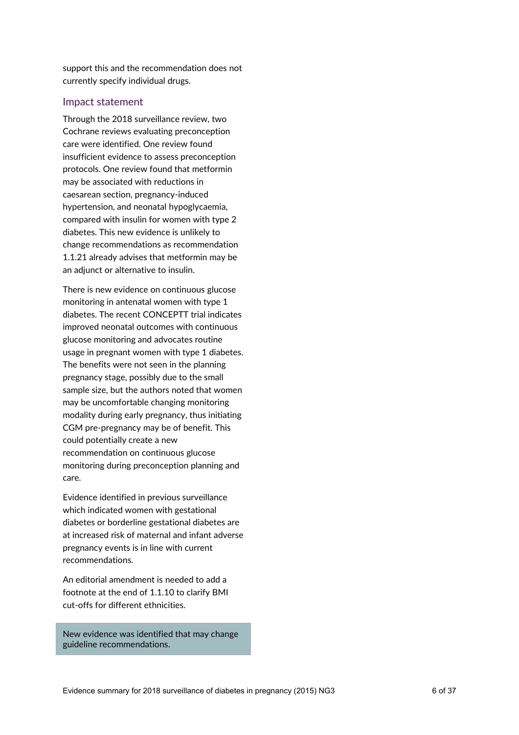support this and the recommendation does not currently specify individual drugs.

## Impact statement

Through the 2018 surveillance review, two Cochrane reviews evaluating preconception care were identified. One review found insufficient evidence to assess preconception protocols. One review found that metformin may be associated with reductions in caesarean section, pregnancy-induced hypertension, and neonatal hypoglycaemia, compared with insulin for women with type 2 diabetes. This new evidence is unlikely to change recommendations as recommendation 1.1.21 already advises that metformin may be an adjunct or alternative to insulin.

There is new evidence on continuous glucose monitoring in antenatal women with type 1 diabetes. The recent CONCEPTT trial indicates improved neonatal outcomes with continuous glucose monitoring and advocates routine usage in pregnant women with type 1 diabetes. The benefits were not seen in the planning pregnancy stage, possibly due to the small sample size, but the authors noted that women may be uncomfortable changing monitoring modality during early pregnancy, thus initiating CGM pre-pregnancy may be of benefit. This could potentially create a new recommendation on continuous glucose monitoring during preconception planning and care.

Evidence identified in previous surveillance which indicated women with gestational diabetes or borderline gestational diabetes are at increased risk of maternal and infant adverse pregnancy events is in line with current recommendations.

An editorial amendment is needed to add a footnote at the end of 1.1.10 to clarify BMI cut-offs for different ethnicities.

New evidence was identified that may change guideline recommendations.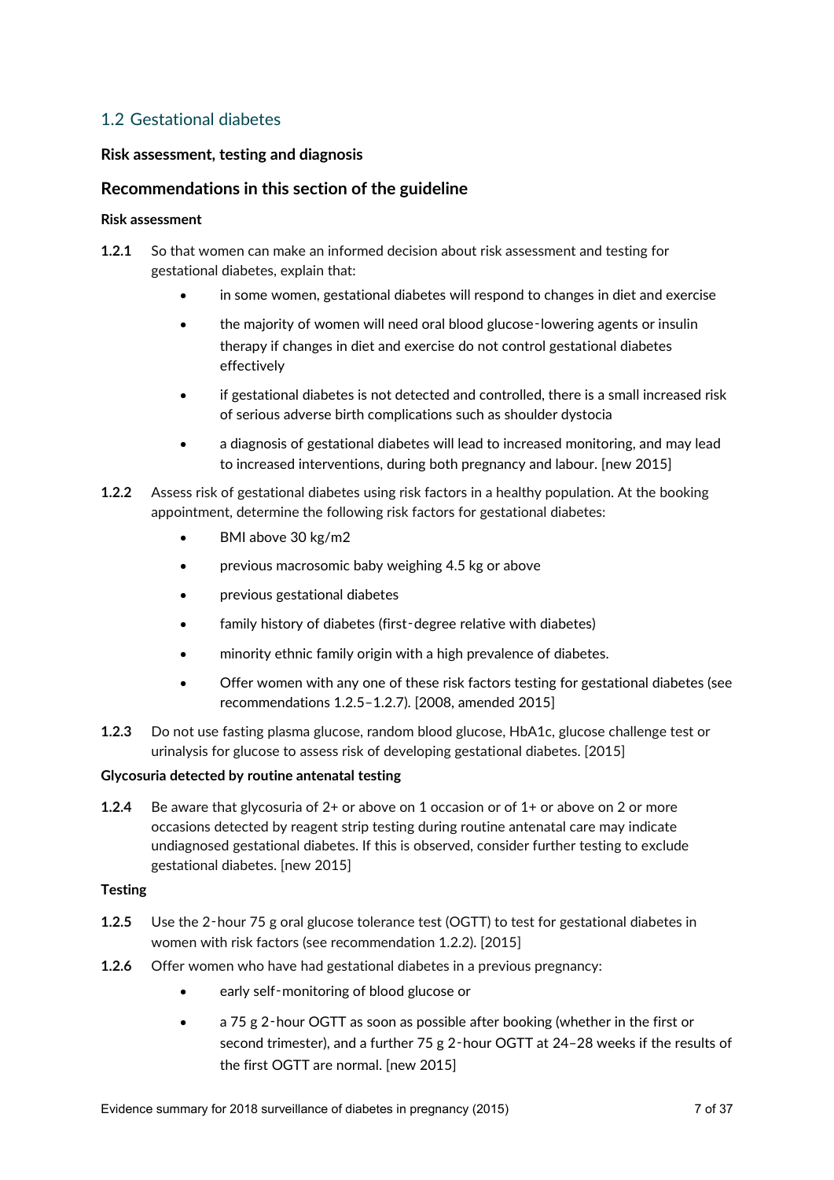## 1.2 Gestational diabetes

**Risk assessment, testing and diagnosis**

### Recommendations in this section of the guideline

**Risk assessment**

**1.2.1** So that women can make an informed decision about risk assessment and testing for gestational diabetes, explain that:

- in some women, gestational diabetes will respond to changes in diet and exercise
- the majority of women will need oral blood glucose-lowering agents or insulin therapy if changes in diet and exercise do not control gestational diabetes effectively
- if gestational diabetes is not detected and controlled, there is a small increased risk of serious adverse birth complications such as shoulder dystocia
- a diagnosis of gestational diabetes will lead to increased monitoring, and may lead to increased interventions, during both pregnancy and labour. [new 2015]

**1.2.2** Assess risk of gestational diabetes using risk factors in a healthy population. At the booking appointment, determine the following risk factors for gestational diabetes:

- BMI above 30 kg/m2
- previous macrosomic baby weighing 4.5 kg or above
- previous gestational diabetes
- family history of diabetes (first-degree relative with diabetes)
- minority ethnic family origin with a high prevalence of diabetes.
- Offer women with any one of these risk factors testing for gestational diabetes (see recommendations 1.2.5–1.2.7). [2008, amended 2015]

**1.2.3** Do not use fasting plasma glucose, random blood glucose, HbA1c, glucose challenge test or urinalysis for glucose to assess risk of developing gestational diabetes. [2015]

**Glycosuria detected by routine antenatal testing**

**1.2.4** Be aware that glycosuria of 2+ or above on 1 occasion or of 1+ or above on 2 or more occasions detected by reagent strip testing during routine antenatal care may indicate undiagnosed gestational diabetes. If this is observed, consider further testing to exclude gestational diabetes. [new 2015]

**Testing**

**1.2.5** Use the 2-hour 75 g oral glucose tolerance test (OGTT) to test for gestational diabetes in women with risk factors (see recommendation 1.2.2). [2015]

**1.2.6** Offer women who have had gestational diabetes in a previous pregnancy:

- early self-monitoring of blood glucose or
- a 75 g 2-hour OGTT as soon as possible after booking (whether in the first or second trimester), and a further 75 g 2-hour OGTT at 24–28 weeks if the results of the first OGTT are normal. [new 2015]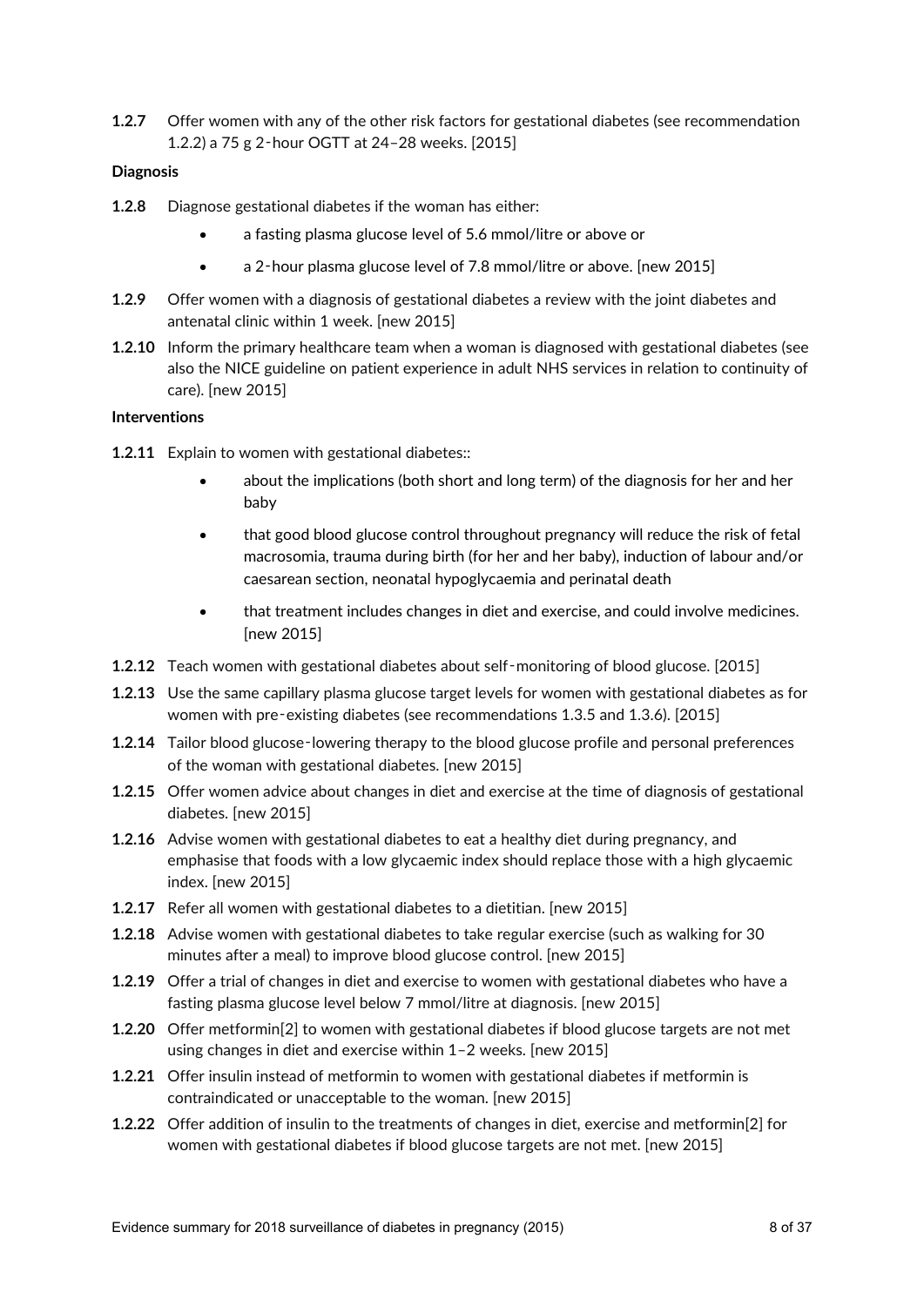**1.2.7** Offer women with any of the other risk factors for gestational diabetes (see recommendation 1.2.2) a 75 g 2‑hour OGTT at 24–28 weeks. [2015]

**Diagnosis**

**1.2.8** Diagnose gestational diabetes if the woman has either:

- a fasting plasma glucose level of 5.6 mmol/litre or above or
- a 2‑hour plasma glucose level of 7.8 mmol/litre or above. [new 2015]

**1.2.9** Offer women with a diagnosis of gestational diabetes a review with the joint diabetes and antenatal clinic within 1 week. [new 2015]

**1.2.10** Inform the primary healthcare team when a woman is diagnosed with gestational diabetes (see also the NICE guideline on patient experience in adult NHS services in relation to continuity of care). [new 2015]

**Interventions**

**1.2.11** Explain to women with gestational diabetes::

- about the implications (both short and long term) of the diagnosis for her and her baby
- that good blood glucose control throughout pregnancy will reduce the risk of fetal macrosomia, trauma during birth (for her and her baby), induction of labour and/or caesarean section, neonatal hypoglycaemia and perinatal death
- that treatment includes changes in diet and exercise, and could involve medicines. [new 2015]

**1.2.12** Teach women with gestational diabetes about self‑monitoring of blood glucose. [2015]

**1.2.13** Use the same capillary plasma glucose target levels for women with gestational diabetes as for women with pre‑existing diabetes (see recommendations 1.3.5 and 1.3.6). [2015]

**1.2.14** Tailor blood glucose‑lowering therapy to the blood glucose profile and personal preferences of the woman with gestational diabetes. [new 2015]

**1.2.15** Offer women advice about changes in diet and exercise at the time of diagnosis of gestational diabetes. [new 2015]

**1.2.16** Advise women with gestational diabetes to eat a healthy diet during pregnancy, and emphasise that foods with a low glycaemic index should replace those with a high glycaemic index. [new 2015]

**1.2.17** Refer all women with gestational diabetes to a dietitian. [new 2015]

**1.2.18** Advise women with gestational diabetes to take regular exercise (such as walking for 30 minutes after a meal) to improve blood glucose control. [new 2015]

**1.2.19** Offer a trial of changes in diet and exercise to women with gestational diabetes who have a fasting plasma glucose level below 7 mmol/litre at diagnosis. [new 2015]

**1.2.20** Offer metformin[2] to women with gestational diabetes if blood glucose targets are not met using changes in diet and exercise within 1–2 weeks. [new 2015]

**1.2.21** Offer insulin instead of metformin to women with gestational diabetes if metformin is contraindicated or unacceptable to the woman. [new 2015]

**1.2.22** Offer addition of insulin to the treatments of changes in diet, exercise and metformin[2] for women with gestational diabetes if blood glucose targets are not met. [new 2015]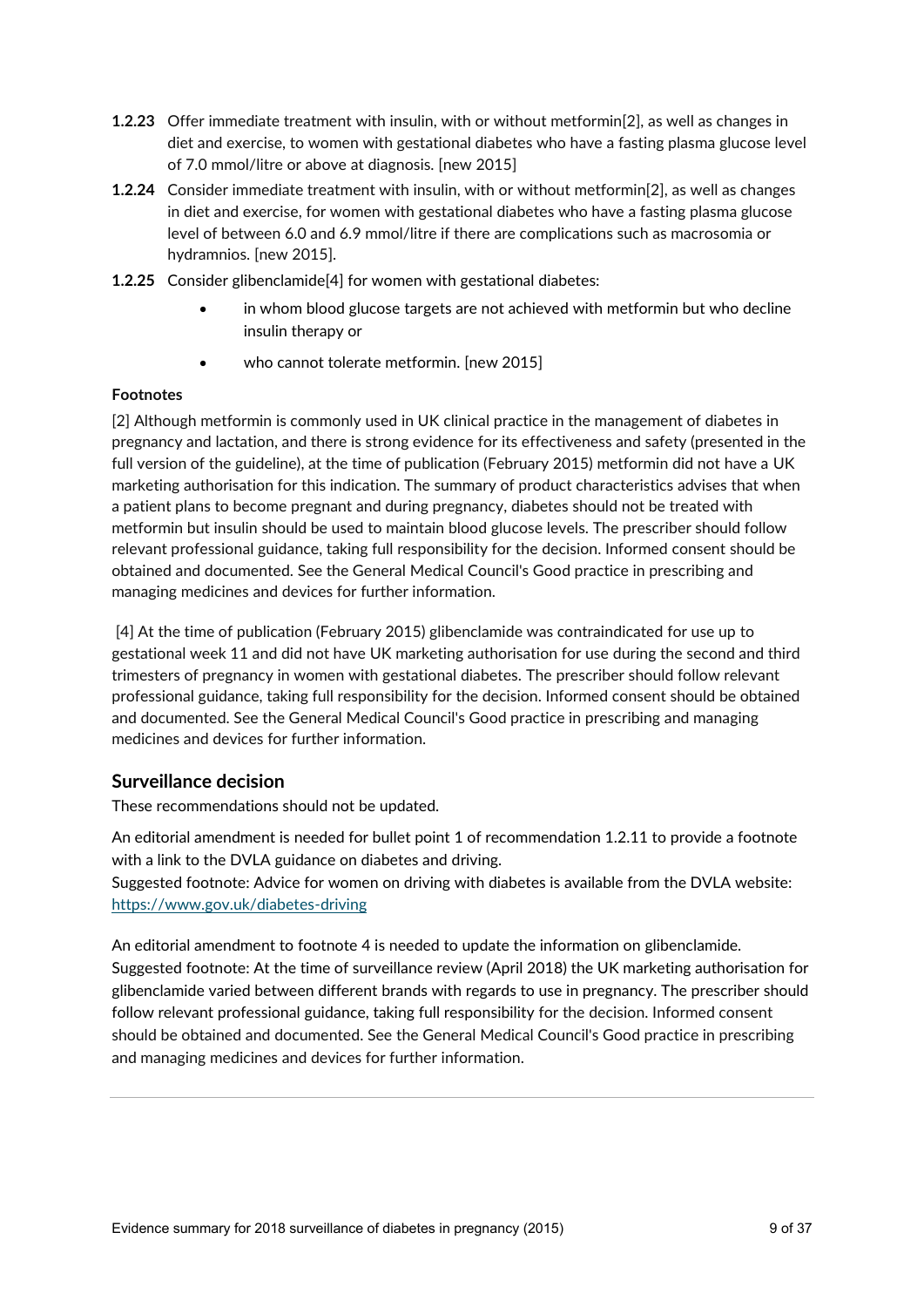**1.2.23** Offer immediate treatment with insulin, with or without metformin[2], as well as changes in diet and exercise, to women with gestational diabetes who have a fasting plasma glucose level of 7.0 mmol/litre or above at diagnosis. [new 2015]

**1.2.24** Consider immediate treatment with insulin, with or without metformin[2], as well as changes in diet and exercise, for women with gestational diabetes who have a fasting plasma glucose level of between 6.0 and 6.9 mmol/litre if there are complications such as macrosomia or hydramnios. [new 2015].

**1.2.25** Consider glibenclamide[4] for women with gestational diabetes:

- in whom blood glucose targets are not achieved with metformin but who decline insulin therapy or
- who cannot tolerate metformin. [new 2015]

**Footnotes**

[2] Although metformin is commonly used in UK clinical practice in the management of diabetes in pregnancy and lactation, and there is strong evidence for its effectiveness and safety (presented in the full version of the guideline), at the time of publication (February 2015) metformin did not have a UK marketing authorisation for this indication. The summary of product characteristics advises that when a patient plans to become pregnant and during pregnancy, diabetes should not be treated with metformin but insulin should be used to maintain blood glucose levels. The prescriber should follow relevant professional guidance, taking full responsibility for the decision. Informed consent should be obtained and documented. See the General Medical Council's Good practice in prescribing and managing medicines and devices for further information.

[4] At the time of publication (February 2015) glibenclamide was contraindicated for use up to gestational week 11 and did not have UK marketing authorisation for use during the second and third trimesters of pregnancy in women with gestational diabetes. The prescriber should follow relevant professional guidance, taking full responsibility for the decision. Informed consent should be obtained and documented. See the General Medical Council's Good practice in prescribing and managing medicines and devices for further information.

## Surveillance decision

These recommendations should not be updated.

An editorial amendment is needed for bullet point 1 of recommendation 1.2.11 to provide a footnote with a link to the DVLA guidance on diabetes and driving.
Suggested footnote: Advice for women on driving with diabetes is available from the DVLA website: https://www.gov.uk/diabetes-driving

An editorial amendment to footnote 4 is needed to update the information on glibenclamide.
Suggested footnote: At the time of surveillance review (April 2018) the UK marketing authorisation for glibenclamide varied between different brands with regards to use in pregnancy. The prescriber should follow relevant professional guidance, taking full responsibility for the decision. Informed consent should be obtained and documented. See the General Medical Council's Good practice in prescribing and managing medicines and devices for further information.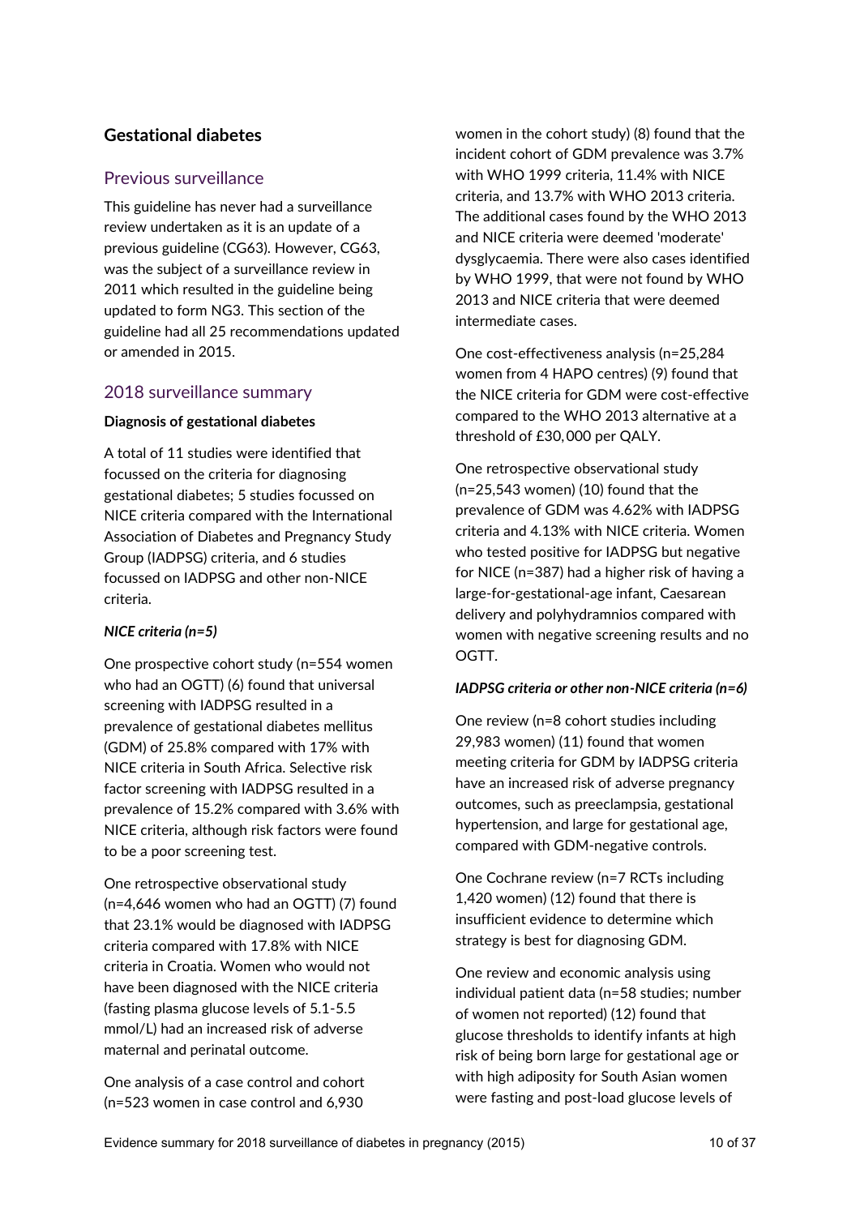## Gestational diabetes

### Previous surveillance

This guideline has never had a surveillance review undertaken as it is an update of a previous guideline (CG63). However, CG63, was the subject of a surveillance review in 2011 which resulted in the guideline being updated to form NG3. This section of the guideline had all 25 recommendations updated or amended in 2015.

### 2018 surveillance summary

**Diagnosis of gestational diabetes**

A total of 11 studies were identified that focussed on the criteria for diagnosing gestational diabetes; 5 studies focussed on NICE criteria compared with the International Association of Diabetes and Pregnancy Study Group (IADPSG) criteria, and 6 studies focussed on IADPSG and other non-NICE criteria.

***NICE criteria (n=5)***

One prospective cohort study (n=554 women who had an OGTT) (6) found that universal screening with IADPSG resulted in a prevalence of gestational diabetes mellitus (GDM) of 25.8% compared with 17% with NICE criteria in South Africa. Selective risk factor screening with IADPSG resulted in a prevalence of 15.2% compared with 3.6% with NICE criteria, although risk factors were found to be a poor screening test.

One retrospective observational study (n=4,646 women who had an OGTT) (7) found that 23.1% would be diagnosed with IADPSG criteria compared with 17.8% with NICE criteria in Croatia. Women who would not have been diagnosed with the NICE criteria (fasting plasma glucose levels of 5.1-5.5 mmol/L) had an increased risk of adverse maternal and perinatal outcome.

One analysis of a case control and cohort (n=523 women in case control and 6,930 women in the cohort study) (8) found that the incident cohort of GDM prevalence was 3.7% with WHO 1999 criteria, 11.4% with NICE criteria, and 13.7% with WHO 2013 criteria. The additional cases found by the WHO 2013 and NICE criteria were deemed 'moderate' dysglycaemia. There were also cases identified by WHO 1999, that were not found by WHO 2013 and NICE criteria that were deemed intermediate cases.

One cost-effectiveness analysis (n=25,284 women from 4 HAPO centres) (9) found that the NICE criteria for GDM were cost-effective compared to the WHO 2013 alternative at a threshold of £30,000 per QALY.

One retrospective observational study (n=25,543 women) (10) found that the prevalence of GDM was 4.62% with IADPSG criteria and 4.13% with NICE criteria. Women who tested positive for IADPSG but negative for NICE (n=387) had a higher risk of having a large-for-gestational-age infant, Caesarean delivery and polyhydramnios compared with women with negative screening results and no OGTT.

***IADPSG criteria or other non-NICE criteria (n=6)***

One review (n=8 cohort studies including 29,983 women) (11) found that women meeting criteria for GDM by IADPSG criteria have an increased risk of adverse pregnancy outcomes, such as preeclampsia, gestational hypertension, and large for gestational age, compared with GDM-negative controls.

One Cochrane review (n=7 RCTs including 1,420 women) (12) found that there is insufficient evidence to determine which strategy is best for diagnosing GDM.

One review and economic analysis using individual patient data (n=58 studies; number of women not reported) (12) found that glucose thresholds to identify infants at high risk of being born large for gestational age or with high adiposity for South Asian women were fasting and post-load glucose levels of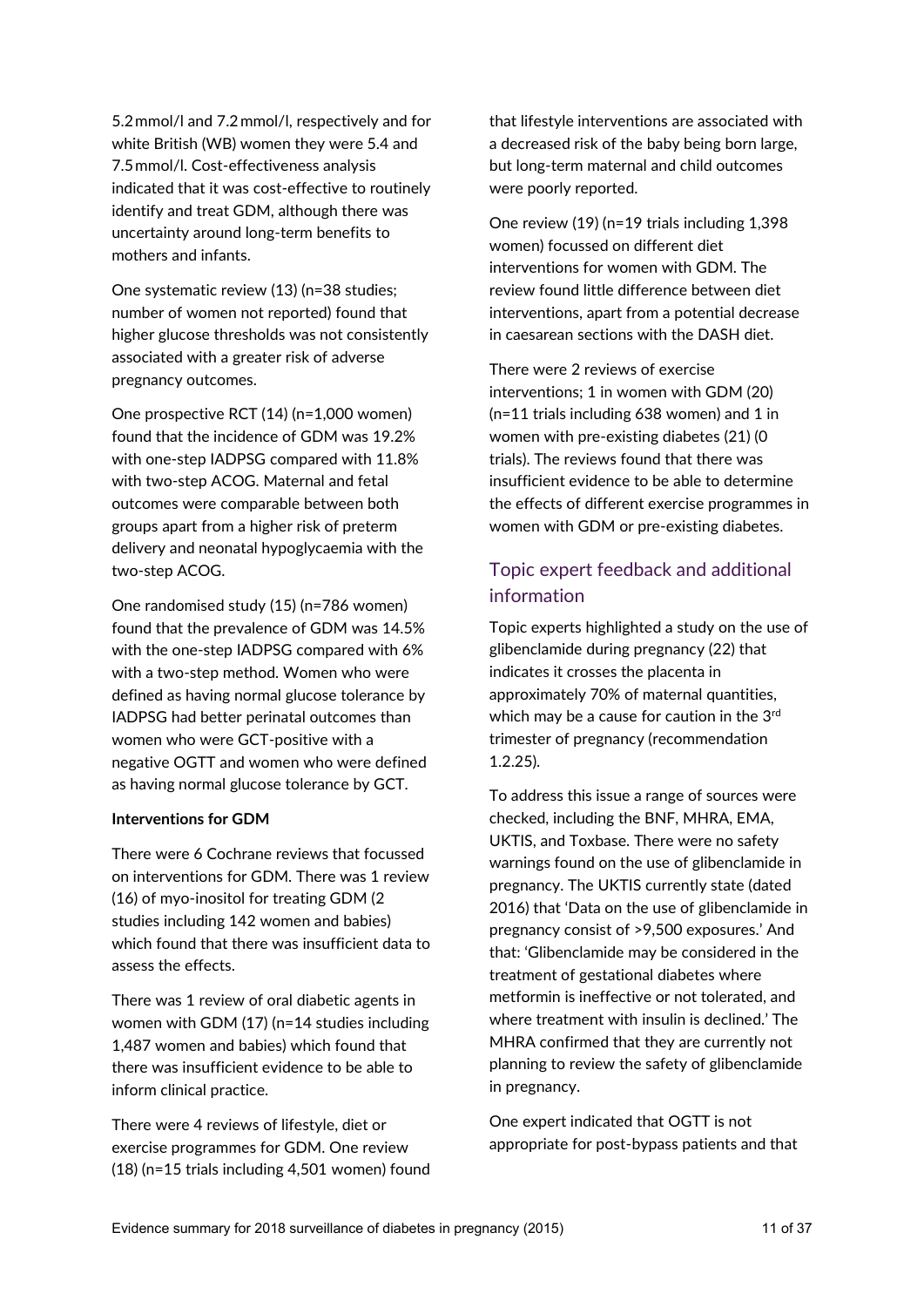5.2 mmol/l and 7.2 mmol/l, respectively and for white British (WB) women they were 5.4 and 7.5 mmol/l. Cost-effectiveness analysis indicated that it was cost-effective to routinely identify and treat GDM, although there was uncertainty around long-term benefits to mothers and infants.

One systematic review (13) (n=38 studies; number of women not reported) found that higher glucose thresholds was not consistently associated with a greater risk of adverse pregnancy outcomes.

One prospective RCT (14) (n=1,000 women) found that the incidence of GDM was 19.2% with one-step IADPSG compared with 11.8% with two-step ACOG. Maternal and fetal outcomes were comparable between both groups apart from a higher risk of preterm delivery and neonatal hypoglycaemia with the two-step ACOG.

One randomised study (15) (n=786 women) found that the prevalence of GDM was 14.5% with the one-step IADPSG compared with 6% with a two-step method. Women who were defined as having normal glucose tolerance by IADPSG had better perinatal outcomes than women who were GCT-positive with a negative OGTT and women who were defined as having normal glucose tolerance by GCT.

**Interventions for GDM**

There were 6 Cochrane reviews that focussed on interventions for GDM. There was 1 review (16) of myo-inositol for treating GDM (2 studies including 142 women and babies) which found that there was insufficient data to assess the effects.

There was 1 review of oral diabetic agents in women with GDM (17) (n=14 studies including 1,487 women and babies) which found that there was insufficient evidence to be able to inform clinical practice.

There were 4 reviews of lifestyle, diet or exercise programmes for GDM. One review (18) (n=15 trials including 4,501 women) found that lifestyle interventions are associated with a decreased risk of the baby being born large, but long-term maternal and child outcomes were poorly reported.

One review (19) (n=19 trials including 1,398 women) focussed on different diet interventions for women with GDM. The review found little difference between diet interventions, apart from a potential decrease in caesarean sections with the DASH diet.

There were 2 reviews of exercise interventions; 1 in women with GDM (20) (n=11 trials including 638 women) and 1 in women with pre-existing diabetes (21) (0 trials). The reviews found that there was insufficient evidence to be able to determine the effects of different exercise programmes in women with GDM or pre-existing diabetes.

## Topic expert feedback and additional information

Topic experts highlighted a study on the use of glibenclamide during pregnancy (22) that indicates it crosses the placenta in approximately 70% of maternal quantities, which may be a cause for caution in the 3rd trimester of pregnancy (recommendation 1.2.25).

To address this issue a range of sources were checked, including the BNF, MHRA, EMA, UKTIS, and Toxbase. There were no safety warnings found on the use of glibenclamide in pregnancy. The UKTIS currently state (dated 2016) that 'Data on the use of glibenclamide in pregnancy consist of >9,500 exposures.' And that: 'Glibenclamide may be considered in the treatment of gestational diabetes where metformin is ineffective or not tolerated, and where treatment with insulin is declined.' The MHRA confirmed that they are currently not planning to review the safety of glibenclamide in pregnancy.

One expert indicated that OGTT is not appropriate for post-bypass patients and that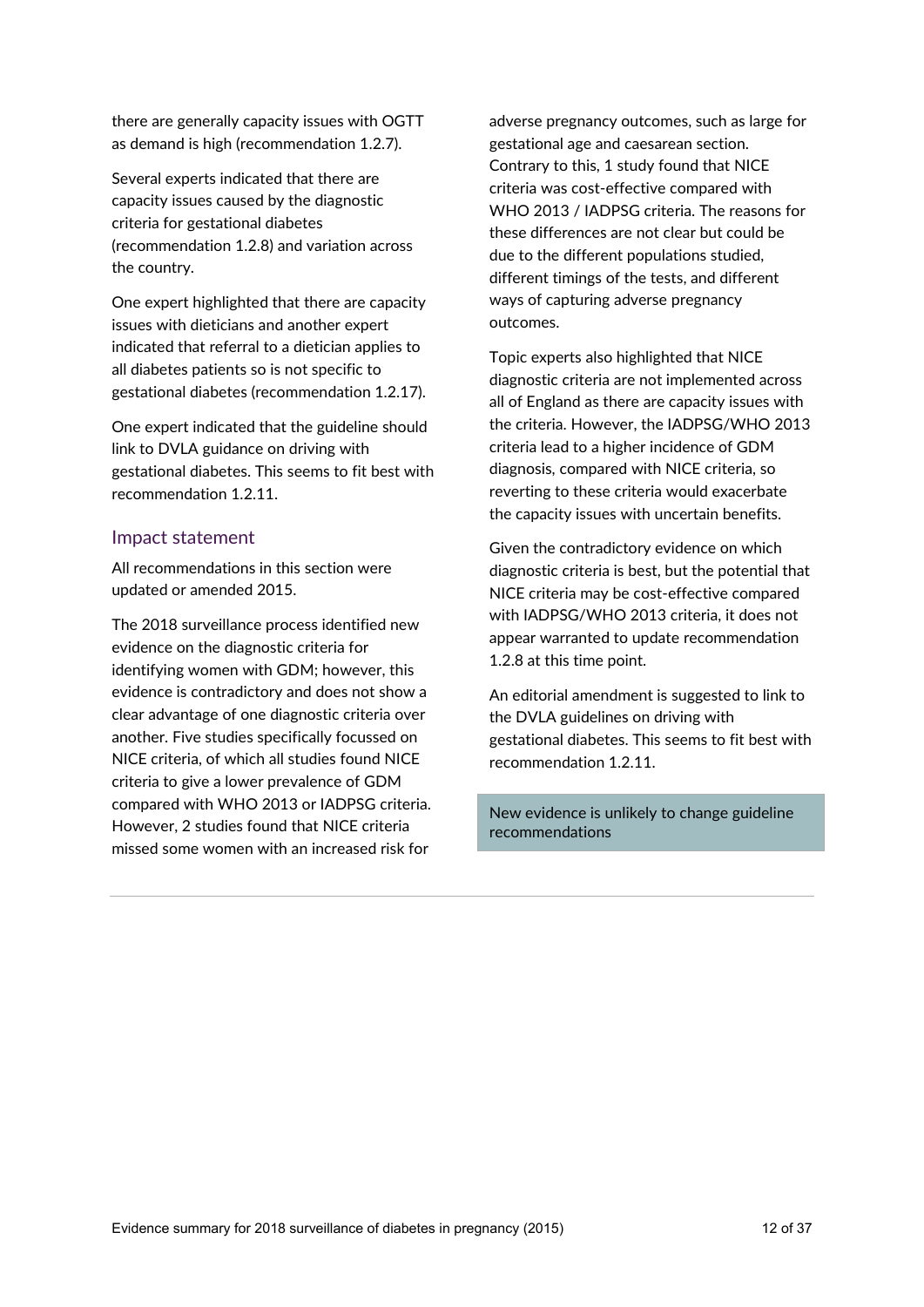there are generally capacity issues with OGTT as demand is high (recommendation 1.2.7).

Several experts indicated that there are capacity issues caused by the diagnostic criteria for gestational diabetes (recommendation 1.2.8) and variation across the country.

One expert highlighted that there are capacity issues with dieticians and another expert indicated that referral to a dietician applies to all diabetes patients so is not specific to gestational diabetes (recommendation 1.2.17).

One expert indicated that the guideline should link to DVLA guidance on driving with gestational diabetes. This seems to fit best with recommendation 1.2.11.

## Impact statement

All recommendations in this section were updated or amended 2015.

The 2018 surveillance process identified new evidence on the diagnostic criteria for identifying women with GDM; however, this evidence is contradictory and does not show a clear advantage of one diagnostic criteria over another. Five studies specifically focussed on NICE criteria, of which all studies found NICE criteria to give a lower prevalence of GDM compared with WHO 2013 or IADPSG criteria. However, 2 studies found that NICE criteria missed some women with an increased risk for adverse pregnancy outcomes, such as large for gestational age and caesarean section. Contrary to this, 1 study found that NICE criteria was cost-effective compared with WHO 2013 / IADPSG criteria. The reasons for these differences are not clear but could be due to the different populations studied, different timings of the tests, and different ways of capturing adverse pregnancy outcomes.

Topic experts also highlighted that NICE diagnostic criteria are not implemented across all of England as there are capacity issues with the criteria. However, the IADPSG/WHO 2013 criteria lead to a higher incidence of GDM diagnosis, compared with NICE criteria, so reverting to these criteria would exacerbate the capacity issues with uncertain benefits.

Given the contradictory evidence on which diagnostic criteria is best, but the potential that NICE criteria may be cost-effective compared with IADPSG/WHO 2013 criteria, it does not appear warranted to update recommendation 1.2.8 at this time point.

An editorial amendment is suggested to link to the DVLA guidelines on driving with gestational diabetes. This seems to fit best with recommendation 1.2.11.

New evidence is unlikely to change guideline recommendations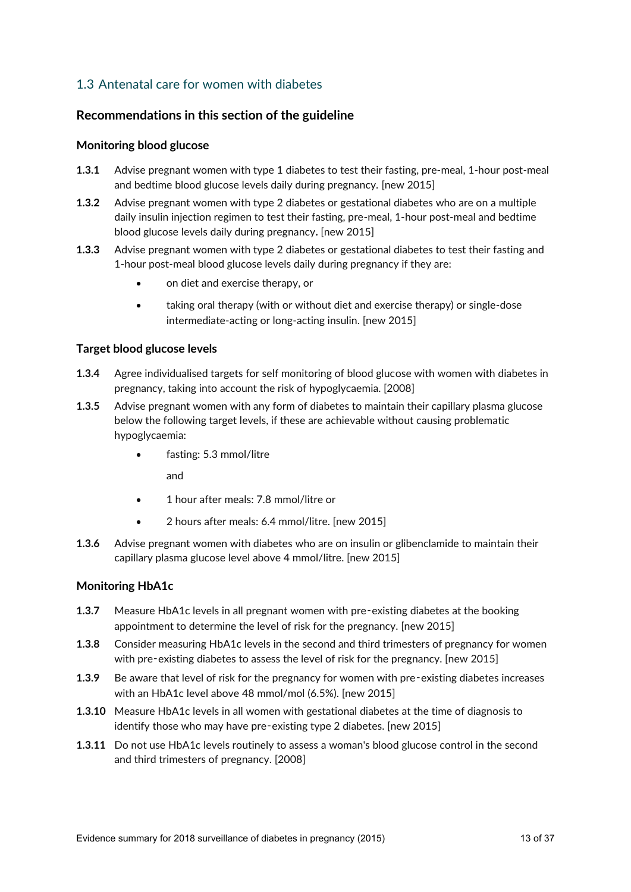## 1.3 Antenatal care for women with diabetes

### Recommendations in this section of the guideline

#### Monitoring blood glucose

**1.3.1** Advise pregnant women with type 1 diabetes to test their fasting, pre-meal, 1-hour post-meal and bedtime blood glucose levels daily during pregnancy. [new 2015]

**1.3.2** Advise pregnant women with type 2 diabetes or gestational diabetes who are on a multiple daily insulin injection regimen to test their fasting, pre-meal, 1-hour post-meal and bedtime blood glucose levels daily during pregnancy. [new 2015]

**1.3.3** Advise pregnant women with type 2 diabetes or gestational diabetes to test their fasting and 1-hour post-meal blood glucose levels daily during pregnancy if they are:

- on diet and exercise therapy, or
- taking oral therapy (with or without diet and exercise therapy) or single-dose intermediate-acting or long-acting insulin. [new 2015]

#### Target blood glucose levels

**1.3.4** Agree individualised targets for self monitoring of blood glucose with women with diabetes in pregnancy, taking into account the risk of hypoglycaemia. [2008]

**1.3.5** Advise pregnant women with any form of diabetes to maintain their capillary plasma glucose below the following target levels, if these are achievable without causing problematic hypoglycaemia:

- fasting: 5.3 mmol/litre

  and

- 1 hour after meals: 7.8 mmol/litre or
- 2 hours after meals: 6.4 mmol/litre. [new 2015]

**1.3.6** Advise pregnant women with diabetes who are on insulin or glibenclamide to maintain their capillary plasma glucose level above 4 mmol/litre. [new 2015]

#### Monitoring HbA1c

**1.3.7** Measure HbA1c levels in all pregnant women with pre-existing diabetes at the booking appointment to determine the level of risk for the pregnancy. [new 2015]

**1.3.8** Consider measuring HbA1c levels in the second and third trimesters of pregnancy for women with pre-existing diabetes to assess the level of risk for the pregnancy. [new 2015]

**1.3.9** Be aware that level of risk for the pregnancy for women with pre-existing diabetes increases with an HbA1c level above 48 mmol/mol (6.5%). [new 2015]

**1.3.10** Measure HbA1c levels in all women with gestational diabetes at the time of diagnosis to identify those who may have pre-existing type 2 diabetes. [new 2015]

**1.3.11** Do not use HbA1c levels routinely to assess a woman's blood glucose control in the second and third trimesters of pregnancy. [2008]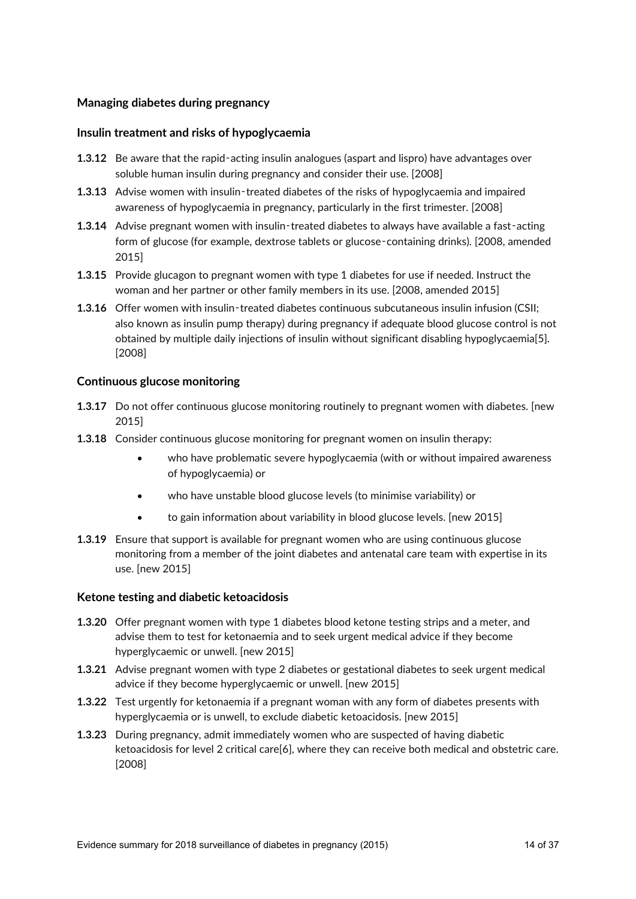### Managing diabetes during pregnancy

#### Insulin treatment and risks of hypoglycaemia

**1.3.12** Be aware that the rapid-acting insulin analogues (aspart and lispro) have advantages over soluble human insulin during pregnancy and consider their use. [2008]

**1.3.13** Advise women with insulin-treated diabetes of the risks of hypoglycaemia and impaired awareness of hypoglycaemia in pregnancy, particularly in the first trimester. [2008]

**1.3.14** Advise pregnant women with insulin-treated diabetes to always have available a fast-acting form of glucose (for example, dextrose tablets or glucose-containing drinks). [2008, amended 2015]

**1.3.15** Provide glucagon to pregnant women with type 1 diabetes for use if needed. Instruct the woman and her partner or other family members in its use. [2008, amended 2015]

**1.3.16** Offer women with insulin-treated diabetes continuous subcutaneous insulin infusion (CSII; also known as insulin pump therapy) during pregnancy if adequate blood glucose control is not obtained by multiple daily injections of insulin without significant disabling hypoglycaemia[5]. [2008]

#### Continuous glucose monitoring

**1.3.17** Do not offer continuous glucose monitoring routinely to pregnant women with diabetes. [new 2015]

**1.3.18** Consider continuous glucose monitoring for pregnant women on insulin therapy:

- who have problematic severe hypoglycaemia (with or without impaired awareness of hypoglycaemia) or
- who have unstable blood glucose levels (to minimise variability) or
- to gain information about variability in blood glucose levels. [new 2015]

**1.3.19** Ensure that support is available for pregnant women who are using continuous glucose monitoring from a member of the joint diabetes and antenatal care team with expertise in its use. [new 2015]

#### Ketone testing and diabetic ketoacidosis

**1.3.20** Offer pregnant women with type 1 diabetes blood ketone testing strips and a meter, and advise them to test for ketonaemia and to seek urgent medical advice if they become hyperglycaemic or unwell. [new 2015]

**1.3.21** Advise pregnant women with type 2 diabetes or gestational diabetes to seek urgent medical advice if they become hyperglycaemic or unwell. [new 2015]

**1.3.22** Test urgently for ketonaemia if a pregnant woman with any form of diabetes presents with hyperglycaemia or is unwell, to exclude diabetic ketoacidosis. [new 2015]

**1.3.23** During pregnancy, admit immediately women who are suspected of having diabetic ketoacidosis for level 2 critical care[6], where they can receive both medical and obstetric care. [2008]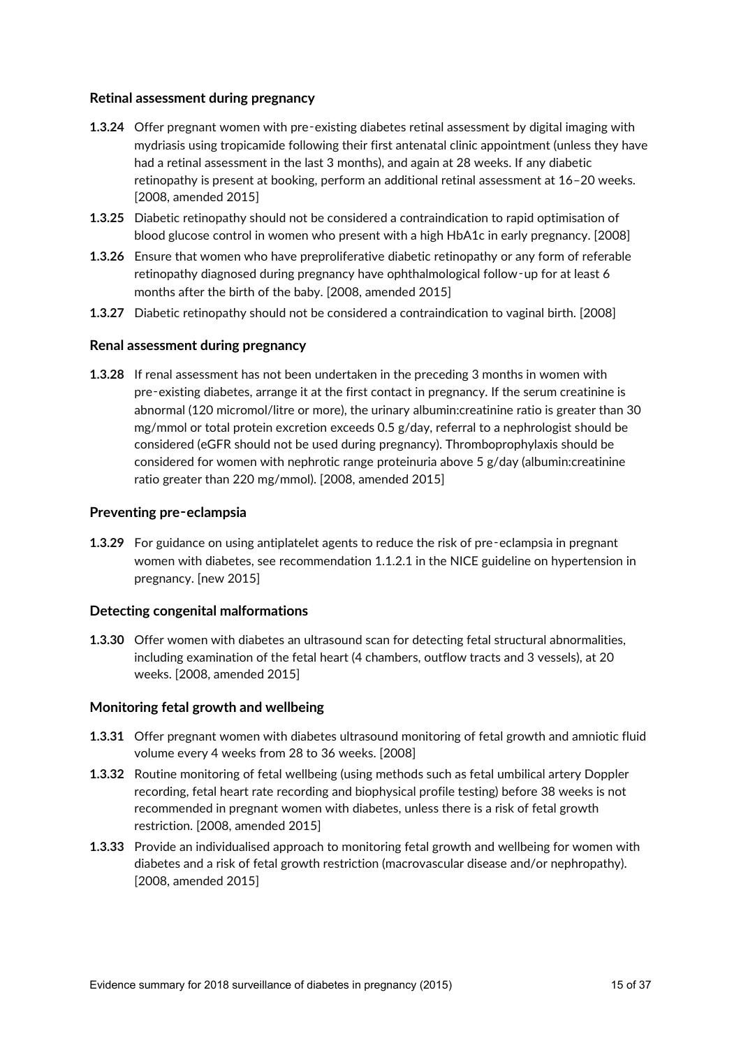### Retinal assessment during pregnancy

**1.3.24** Offer pregnant women with pre-existing diabetes retinal assessment by digital imaging with mydriasis using tropicamide following their first antenatal clinic appointment (unless they have had a retinal assessment in the last 3 months), and again at 28 weeks. If any diabetic retinopathy is present at booking, perform an additional retinal assessment at 16–20 weeks. [2008, amended 2015]

**1.3.25** Diabetic retinopathy should not be considered a contraindication to rapid optimisation of blood glucose control in women who present with a high HbA1c in early pregnancy. [2008]

**1.3.26** Ensure that women who have preproliferative diabetic retinopathy or any form of referable retinopathy diagnosed during pregnancy have ophthalmological follow-up for at least 6 months after the birth of the baby. [2008, amended 2015]

**1.3.27** Diabetic retinopathy should not be considered a contraindication to vaginal birth. [2008]

### Renal assessment during pregnancy

**1.3.28** If renal assessment has not been undertaken in the preceding 3 months in women with pre-existing diabetes, arrange it at the first contact in pregnancy. If the serum creatinine is abnormal (120 micromol/litre or more), the urinary albumin:creatinine ratio is greater than 30 mg/mmol or total protein excretion exceeds 0.5 g/day, referral to a nephrologist should be considered (eGFR should not be used during pregnancy). Thromboprophylaxis should be considered for women with nephrotic range proteinuria above 5 g/day (albumin:creatinine ratio greater than 220 mg/mmol). [2008, amended 2015]

### Preventing pre-eclampsia

**1.3.29** For guidance on using antiplatelet agents to reduce the risk of pre-eclampsia in pregnant women with diabetes, see recommendation 1.1.2.1 in the NICE guideline on hypertension in pregnancy. [new 2015]

### Detecting congenital malformations

**1.3.30** Offer women with diabetes an ultrasound scan for detecting fetal structural abnormalities, including examination of the fetal heart (4 chambers, outflow tracts and 3 vessels), at 20 weeks. [2008, amended 2015]

### Monitoring fetal growth and wellbeing

**1.3.31** Offer pregnant women with diabetes ultrasound monitoring of fetal growth and amniotic fluid volume every 4 weeks from 28 to 36 weeks. [2008]

**1.3.32** Routine monitoring of fetal wellbeing (using methods such as fetal umbilical artery Doppler recording, fetal heart rate recording and biophysical profile testing) before 38 weeks is not recommended in pregnant women with diabetes, unless there is a risk of fetal growth restriction. [2008, amended 2015]

**1.3.33** Provide an individualised approach to monitoring fetal growth and wellbeing for women with diabetes and a risk of fetal growth restriction (macrovascular disease and/or nephropathy). [2008, amended 2015]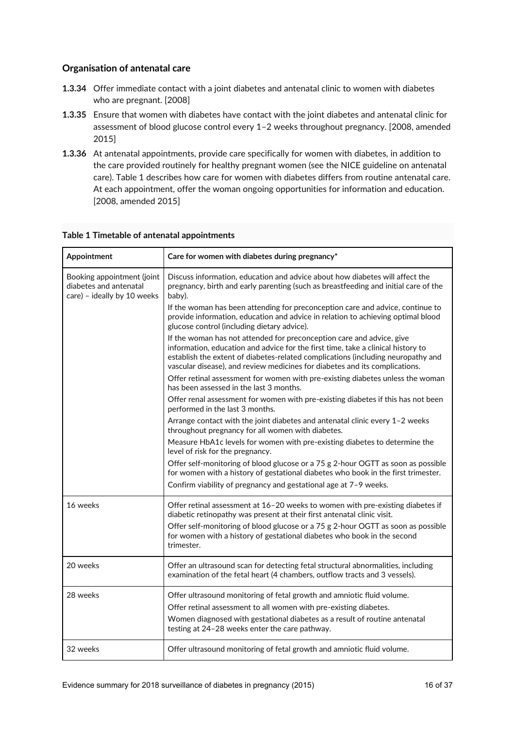### Organisation of antenatal care

**1.3.34** Offer immediate contact with a joint diabetes and antenatal clinic to women with diabetes who are pregnant. [2008]

**1.3.35** Ensure that women with diabetes have contact with the joint diabetes and antenatal clinic for assessment of blood glucose control every 1–2 weeks throughout pregnancy. [2008, amended 2015]

**1.3.36** At antenatal appointments, provide care specifically for women with diabetes, in addition to the care provided routinely for healthy pregnant women (see the NICE guideline on antenatal care). Table 1 describes how care for women with diabetes differs from routine antenatal care. At each appointment, offer the woman ongoing opportunities for information and education. [2008, amended 2015]

**Table 1 Timetable of antenatal appointments**

| Appointment | Care for women with diabetes during pregnancy* |
|---|---|
| Booking appointment (joint diabetes and antenatal care) – ideally by 10 weeks | Discuss information, education and advice about how diabetes will affect the pregnancy, birth and early parenting (such as breastfeeding and initial care of the baby).<br>If the woman has been attending for preconception care and advice, continue to provide information, education and advice in relation to achieving optimal blood glucose control (including dietary advice).<br>If the woman has not attended for preconception care and advice, give information, education and advice for the first time, take a clinical history to establish the extent of diabetes-related complications (including neuropathy and vascular disease), and review medicines for diabetes and its complications.<br>Offer retinal assessment for women with pre-existing diabetes unless the woman has been assessed in the last 3 months.<br>Offer renal assessment for women with pre-existing diabetes if this has not been performed in the last 3 months.<br>Arrange contact with the joint diabetes and antenatal clinic every 1–2 weeks throughout pregnancy for all women with diabetes.<br>Measure HbA1c levels for women with pre-existing diabetes to determine the level of risk for the pregnancy.<br>Offer self-monitoring of blood glucose or a 75 g 2-hour OGTT as soon as possible for women with a history of gestational diabetes who book in the first trimester.<br>Confirm viability of pregnancy and gestational age at 7–9 weeks. |
| 16 weeks | Offer retinal assessment at 16–20 weeks to women with pre-existing diabetes if diabetic retinopathy was present at their first antenatal clinic visit.<br>Offer self-monitoring of blood glucose or a 75 g 2-hour OGTT as soon as possible for women with a history of gestational diabetes who book in the second trimester. |
| 20 weeks | Offer an ultrasound scan for detecting fetal structural abnormalities, including examination of the fetal heart (4 chambers, outflow tracts and 3 vessels). |
| 28 weeks | Offer ultrasound monitoring of fetal growth and amniotic fluid volume.<br>Offer retinal assessment to all women with pre-existing diabetes.<br>Women diagnosed with gestational diabetes as a result of routine antenatal testing at 24–28 weeks enter the care pathway. |
| 32 weeks | Offer ultrasound monitoring of fetal growth and amniotic fluid volume. |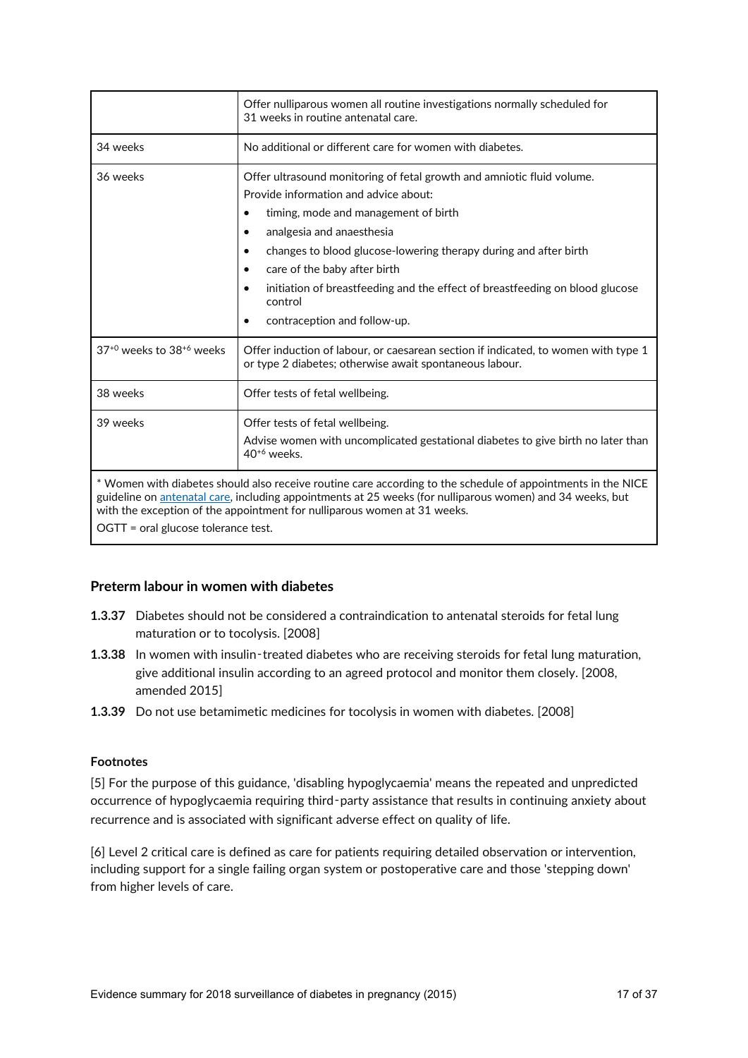| | |
|---|---|
| | Offer nulliparous women all routine investigations normally scheduled for 31 weeks in routine antenatal care. |
| 34 weeks | No additional or different care for women with diabetes. |
| 36 weeks | Offer ultrasound monitoring of fetal growth and amniotic fluid volume.<br>Provide information and advice about:<br>• timing, mode and management of birth<br>• analgesia and anaesthesia<br>• changes to blood glucose-lowering therapy during and after birth<br>• care of the baby after birth<br>• initiation of breastfeeding and the effect of breastfeeding on blood glucose control<br>• contraception and follow-up. |
| $37^{+0}$ weeks to $38^{+6}$ weeks | Offer induction of labour, or caesarean section if indicated, to women with type 1 or type 2 diabetes; otherwise await spontaneous labour. |
| 38 weeks | Offer tests of fetal wellbeing. |
| 39 weeks | Offer tests of fetal wellbeing.<br>Advise women with uncomplicated gestational diabetes to give birth no later than $40^{+6}$ weeks. |

* Women with diabetes should also receive routine care according to the schedule of appointments in the NICE guideline on antenatal care, including appointments at 25 weeks (for nulliparous women) and 34 weeks, but with the exception of the appointment for nulliparous women at 31 weeks.

OGTT = oral glucose tolerance test.

### Preterm labour in women with diabetes

**1.3.37** Diabetes should not be considered a contraindication to antenatal steroids for fetal lung maturation or to tocolysis. [2008]

**1.3.38** In women with insulin‑treated diabetes who are receiving steroids for fetal lung maturation, give additional insulin according to an agreed protocol and monitor them closely. [2008, amended 2015]

**1.3.39** Do not use betamimetic medicines for tocolysis in women with diabetes. [2008]

#### Footnotes

[5] For the purpose of this guidance, 'disabling hypoglycaemia' means the repeated and unpredicted occurrence of hypoglycaemia requiring third‑party assistance that results in continuing anxiety about recurrence and is associated with significant adverse effect on quality of life.

[6] Level 2 critical care is defined as care for patients requiring detailed observation or intervention, including support for a single failing organ system or postoperative care and those 'stepping down' from higher levels of care.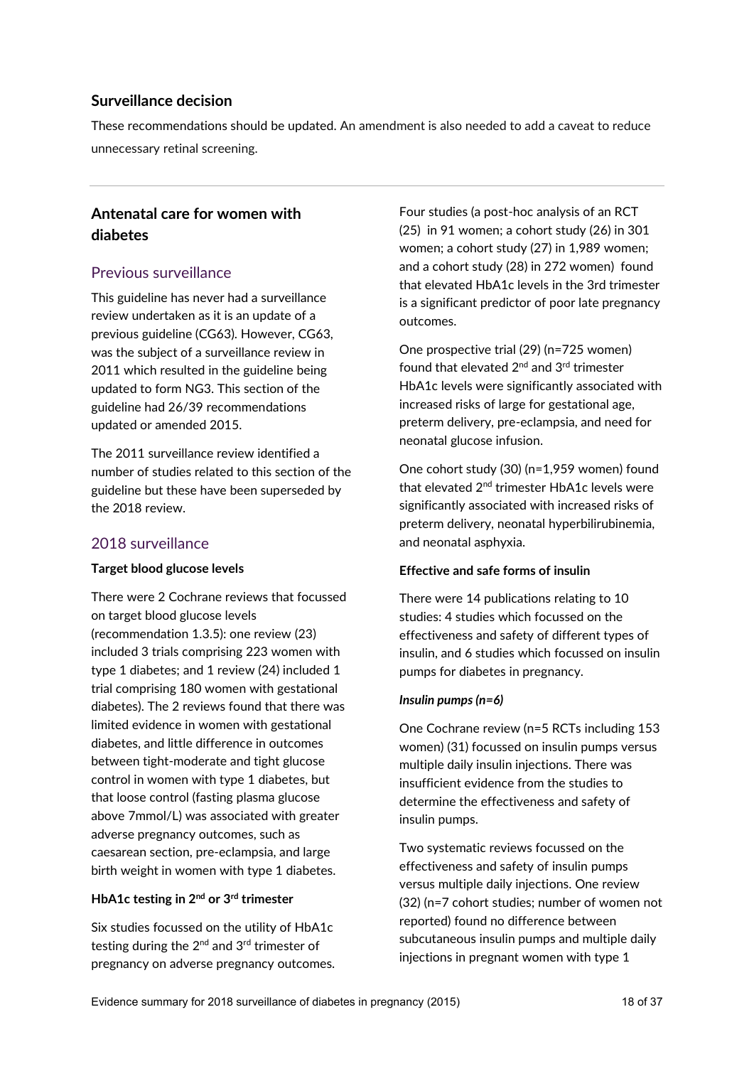## Surveillance decision

These recommendations should be updated. An amendment is also needed to add a caveat to reduce unnecessary retinal screening.

## Antenatal care for women with diabetes

### Previous surveillance

This guideline has never had a surveillance review undertaken as it is an update of a previous guideline (CG63). However, CG63, was the subject of a surveillance review in 2011 which resulted in the guideline being updated to form NG3. This section of the guideline had 26/39 recommendations updated or amended 2015.

The 2011 surveillance review identified a number of studies related to this section of the guideline but these have been superseded by the 2018 review.

### 2018 surveillance

**Target blood glucose levels**

There were 2 Cochrane reviews that focussed on target blood glucose levels (recommendation 1.3.5): one review (23) included 3 trials comprising 223 women with type 1 diabetes; and 1 review (24) included 1 trial comprising 180 women with gestational diabetes). The 2 reviews found that there was limited evidence in women with gestational diabetes, and little difference in outcomes between tight-moderate and tight glucose control in women with type 1 diabetes, but that loose control (fasting plasma glucose above 7mmol/L) was associated with greater adverse pregnancy outcomes, such as caesarean section, pre-eclampsia, and large birth weight in women with type 1 diabetes.

**HbA1c testing in 2nd or 3rd trimester**

Six studies focussed on the utility of HbA1c testing during the 2nd and 3rd trimester of pregnancy on adverse pregnancy outcomes.

Four studies (a post-hoc analysis of an RCT (25) in 91 women; a cohort study (26) in 301 women; a cohort study (27) in 1,989 women; and a cohort study (28) in 272 women) found that elevated HbA1c levels in the 3rd trimester is a significant predictor of poor late pregnancy outcomes.

One prospective trial (29) (n=725 women) found that elevated 2nd and 3rd trimester HbA1c levels were significantly associated with increased risks of large for gestational age, preterm delivery, pre-eclampsia, and need for neonatal glucose infusion.

One cohort study (30) (n=1,959 women) found that elevated 2nd trimester HbA1c levels were significantly associated with increased risks of preterm delivery, neonatal hyperbilirubinemia, and neonatal asphyxia.

**Effective and safe forms of insulin**

There were 14 publications relating to 10 studies: 4 studies which focussed on the effectiveness and safety of different types of insulin, and 6 studies which focussed on insulin pumps for diabetes in pregnancy.

***Insulin pumps (n=6)***

One Cochrane review (n=5 RCTs including 153 women) (31) focussed on insulin pumps versus multiple daily insulin injections. There was insufficient evidence from the studies to determine the effectiveness and safety of insulin pumps.

Two systematic reviews focussed on the effectiveness and safety of insulin pumps versus multiple daily injections. One review (32) (n=7 cohort studies; number of women not reported) found no difference between subcutaneous insulin pumps and multiple daily injections in pregnant women with type 1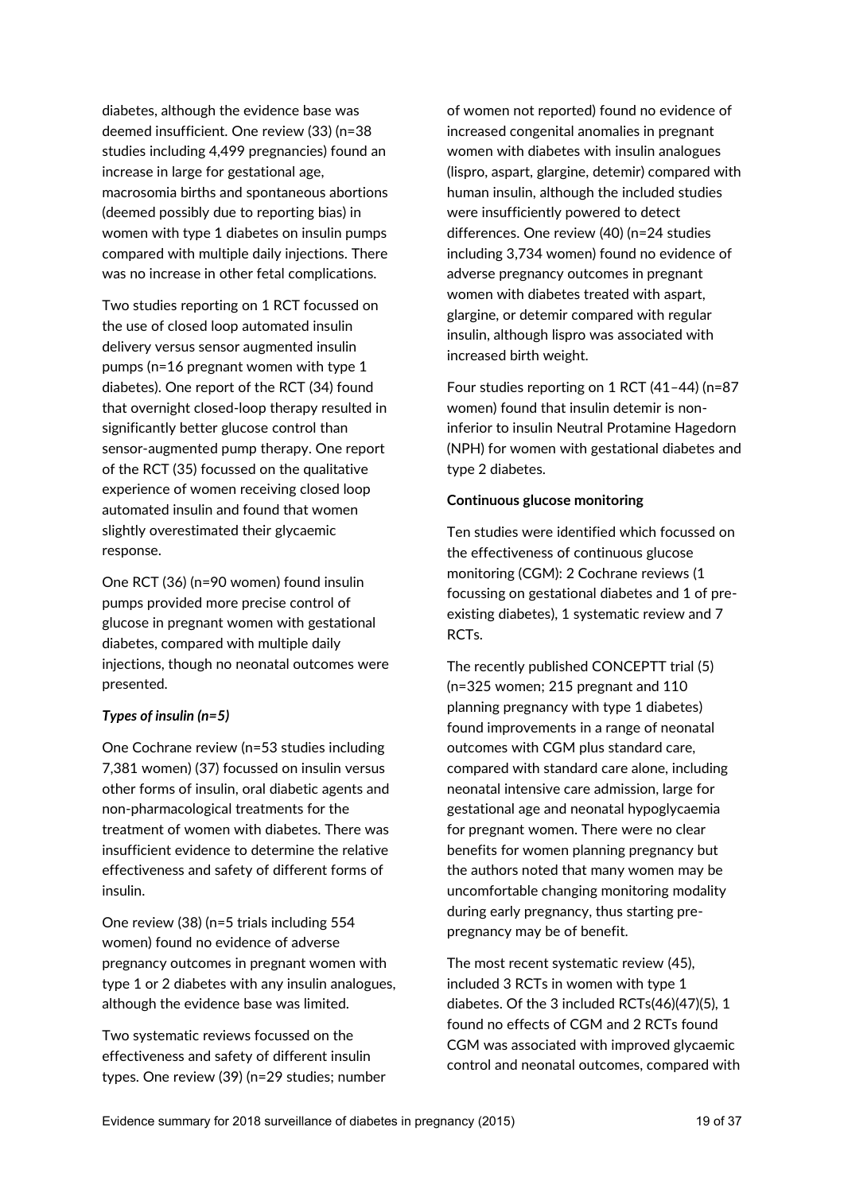diabetes, although the evidence base was deemed insufficient. One review (33) (n=38 studies including 4,499 pregnancies) found an increase in large for gestational age, macrosomia births and spontaneous abortions (deemed possibly due to reporting bias) in women with type 1 diabetes on insulin pumps compared with multiple daily injections. There was no increase in other fetal complications.

Two studies reporting on 1 RCT focussed on the use of closed loop automated insulin delivery versus sensor augmented insulin pumps (n=16 pregnant women with type 1 diabetes). One report of the RCT (34) found that overnight closed-loop therapy resulted in significantly better glucose control than sensor-augmented pump therapy. One report of the RCT (35) focussed on the qualitative experience of women receiving closed loop automated insulin and found that women slightly overestimated their glycaemic response.

One RCT (36) (n=90 women) found insulin pumps provided more precise control of glucose in pregnant women with gestational diabetes, compared with multiple daily injections, though no neonatal outcomes were presented.

***Types of insulin (n=5)***

One Cochrane review (n=53 studies including 7,381 women) (37) focussed on insulin versus other forms of insulin, oral diabetic agents and non-pharmacological treatments for the treatment of women with diabetes. There was insufficient evidence to determine the relative effectiveness and safety of different forms of insulin.

One review (38) (n=5 trials including 554 women) found no evidence of adverse pregnancy outcomes in pregnant women with type 1 or 2 diabetes with any insulin analogues, although the evidence base was limited.

Two systematic reviews focussed on the effectiveness and safety of different insulin types. One review (39) (n=29 studies; number of women not reported) found no evidence of increased congenital anomalies in pregnant women with diabetes with insulin analogues (lispro, aspart, glargine, detemir) compared with human insulin, although the included studies were insufficiently powered to detect differences. One review (40) (n=24 studies including 3,734 women) found no evidence of adverse pregnancy outcomes in pregnant women with diabetes treated with aspart, glargine, or detemir compared with regular insulin, although lispro was associated with increased birth weight.

Four studies reporting on 1 RCT (41–44) (n=87 women) found that insulin detemir is non-inferior to insulin Neutral Protamine Hagedorn (NPH) for women with gestational diabetes and type 2 diabetes.

**Continuous glucose monitoring**

Ten studies were identified which focussed on the effectiveness of continuous glucose monitoring (CGM): 2 Cochrane reviews (1 focussing on gestational diabetes and 1 of pre-existing diabetes), 1 systematic review and 7 RCTs.

The recently published CONCEPTT trial (5) (n=325 women; 215 pregnant and 110 planning pregnancy with type 1 diabetes) found improvements in a range of neonatal outcomes with CGM plus standard care, compared with standard care alone, including neonatal intensive care admission, large for gestational age and neonatal hypoglycaemia for pregnant women. There were no clear benefits for women planning pregnancy but the authors noted that many women may be uncomfortable changing monitoring modality during early pregnancy, thus starting pre-pregnancy may be of benefit.

The most recent systematic review (45), included 3 RCTs in women with type 1 diabetes. Of the 3 included RCTs(46)(47)(5), 1 found no effects of CGM and 2 RCTs found CGM was associated with improved glycaemic control and neonatal outcomes, compared with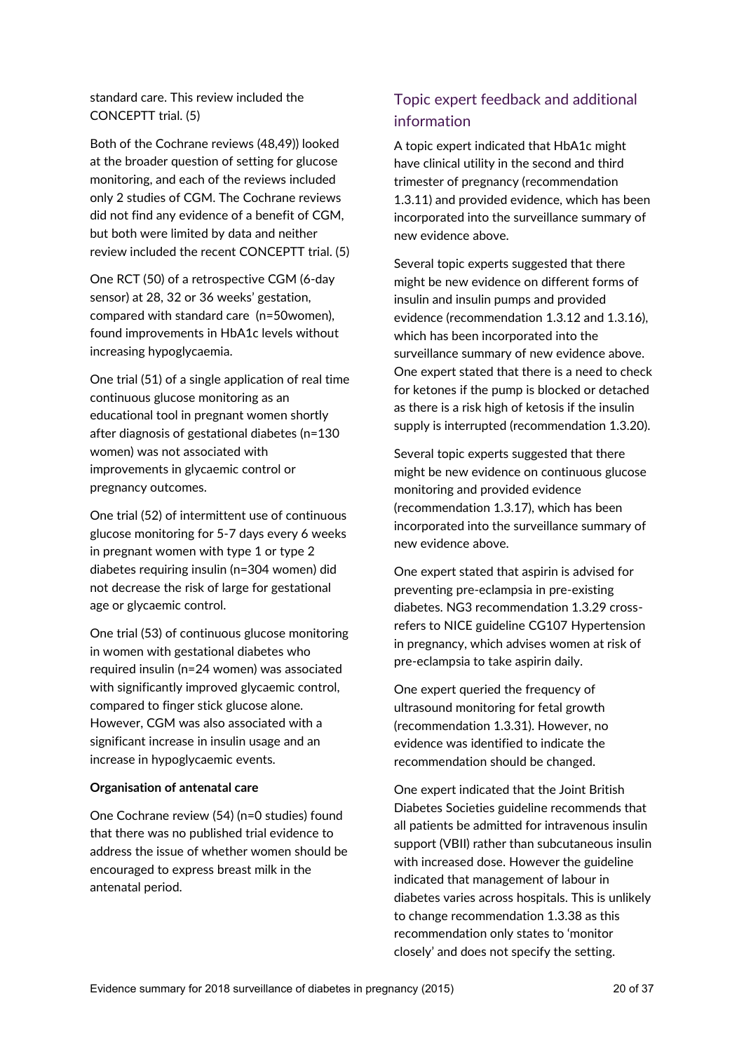standard care. This review included the CONCEPTT trial. (5)

Both of the Cochrane reviews (48,49)) looked at the broader question of setting for glucose monitoring, and each of the reviews included only 2 studies of CGM. The Cochrane reviews did not find any evidence of a benefit of CGM, but both were limited by data and neither review included the recent CONCEPTT trial. (5)

One RCT (50) of a retrospective CGM (6-day sensor) at 28, 32 or 36 weeks' gestation, compared with standard care (n=50women), found improvements in HbA1c levels without increasing hypoglycaemia.

One trial (51) of a single application of real time continuous glucose monitoring as an educational tool in pregnant women shortly after diagnosis of gestational diabetes (n=130 women) was not associated with improvements in glycaemic control or pregnancy outcomes.

One trial (52) of intermittent use of continuous glucose monitoring for 5-7 days every 6 weeks in pregnant women with type 1 or type 2 diabetes requiring insulin (n=304 women) did not decrease the risk of large for gestational age or glycaemic control.

One trial (53) of continuous glucose monitoring in women with gestational diabetes who required insulin (n=24 women) was associated with significantly improved glycaemic control, compared to finger stick glucose alone. However, CGM was also associated with a significant increase in insulin usage and an increase in hypoglycaemic events.

**Organisation of antenatal care**

One Cochrane review (54) (n=0 studies) found that there was no published trial evidence to address the issue of whether women should be encouraged to express breast milk in the antenatal period.

## Topic expert feedback and additional information

A topic expert indicated that HbA1c might have clinical utility in the second and third trimester of pregnancy (recommendation 1.3.11) and provided evidence, which has been incorporated into the surveillance summary of new evidence above.

Several topic experts suggested that there might be new evidence on different forms of insulin and insulin pumps and provided evidence (recommendation 1.3.12 and 1.3.16), which has been incorporated into the surveillance summary of new evidence above. One expert stated that there is a need to check for ketones if the pump is blocked or detached as there is a risk high of ketosis if the insulin supply is interrupted (recommendation 1.3.20).

Several topic experts suggested that there might be new evidence on continuous glucose monitoring and provided evidence (recommendation 1.3.17), which has been incorporated into the surveillance summary of new evidence above.

One expert stated that aspirin is advised for preventing pre-eclampsia in pre-existing diabetes. NG3 recommendation 1.3.29 cross-refers to NICE guideline CG107 Hypertension in pregnancy, which advises women at risk of pre-eclampsia to take aspirin daily.

One expert queried the frequency of ultrasound monitoring for fetal growth (recommendation 1.3.31). However, no evidence was identified to indicate the recommendation should be changed.

One expert indicated that the Joint British Diabetes Societies guideline recommends that all patients be admitted for intravenous insulin support (VBII) rather than subcutaneous insulin with increased dose. However the guideline indicated that management of labour in diabetes varies across hospitals. This is unlikely to change recommendation 1.3.38 as this recommendation only states to 'monitor closely' and does not specify the setting.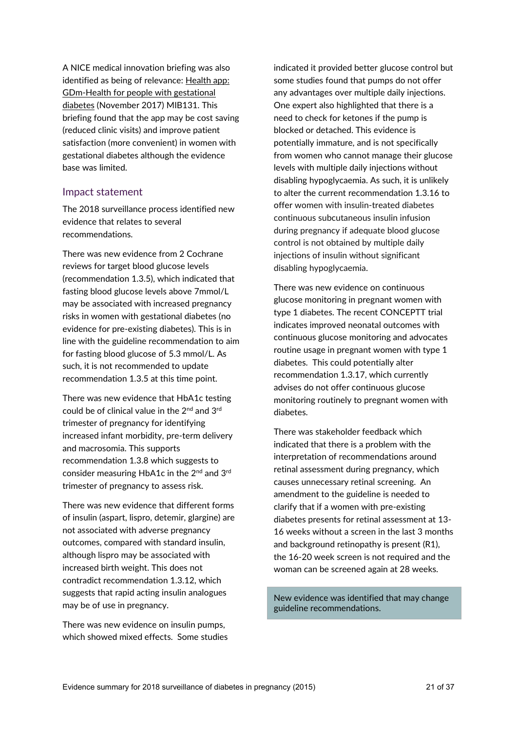A NICE medical innovation briefing was also identified as being of relevance: Health app: GDm-Health for people with gestational diabetes (November 2017) MIB131. This briefing found that the app may be cost saving (reduced clinic visits) and improve patient satisfaction (more convenient) in women with gestational diabetes although the evidence base was limited.

## Impact statement

The 2018 surveillance process identified new evidence that relates to several recommendations.

There was new evidence from 2 Cochrane reviews for target blood glucose levels (recommendation 1.3.5), which indicated that fasting blood glucose levels above 7mmol/L may be associated with increased pregnancy risks in women with gestational diabetes (no evidence for pre-existing diabetes). This is in line with the guideline recommendation to aim for fasting blood glucose of 5.3 mmol/L. As such, it is not recommended to update recommendation 1.3.5 at this time point.

There was new evidence that HbA1c testing could be of clinical value in the 2nd and 3rd trimester of pregnancy for identifying increased infant morbidity, pre-term delivery and macrosomia. This supports recommendation 1.3.8 which suggests to consider measuring HbA1c in the 2nd and 3rd trimester of pregnancy to assess risk.

There was new evidence that different forms of insulin (aspart, lispro, detemir, glargine) are not associated with adverse pregnancy outcomes, compared with standard insulin, although lispro may be associated with increased birth weight. This does not contradict recommendation 1.3.12, which suggests that rapid acting insulin analogues may be of use in pregnancy.

There was new evidence on insulin pumps, which showed mixed effects. Some studies indicated it provided better glucose control but some studies found that pumps do not offer any advantages over multiple daily injections. One expert also highlighted that there is a need to check for ketones if the pump is blocked or detached. This evidence is potentially immature, and is not specifically from women who cannot manage their glucose levels with multiple daily injections without disabling hypoglycaemia. As such, it is unlikely to alter the current recommendation 1.3.16 to offer women with insulin-treated diabetes continuous subcutaneous insulin infusion during pregnancy if adequate blood glucose control is not obtained by multiple daily injections of insulin without significant disabling hypoglycaemia.

There was new evidence on continuous glucose monitoring in pregnant women with type 1 diabetes. The recent CONCEPTT trial indicates improved neonatal outcomes with continuous glucose monitoring and advocates routine usage in pregnant women with type 1 diabetes. This could potentially alter recommendation 1.3.17, which currently advises do not offer continuous glucose monitoring routinely to pregnant women with diabetes.

There was stakeholder feedback which indicated that there is a problem with the interpretation of recommendations around retinal assessment during pregnancy, which causes unnecessary retinal screening. An amendment to the guideline is needed to clarify that if a women with pre-existing diabetes presents for retinal assessment at 13-16 weeks without a screen in the last 3 months and background retinopathy is present (R1), the 16-20 week screen is not required and the woman can be screened again at 28 weeks.

New evidence was identified that may change guideline recommendations.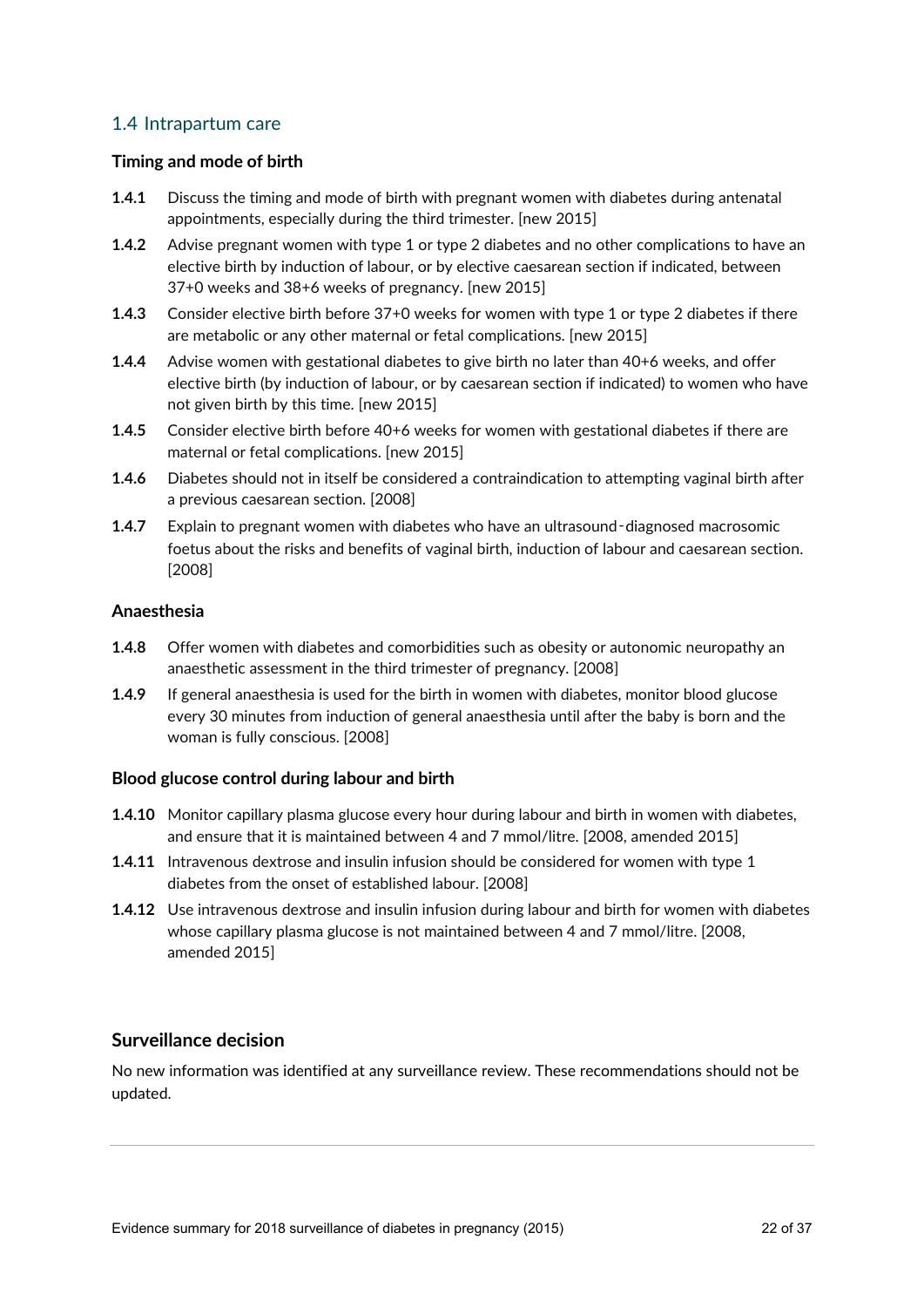## 1.4 Intrapartum care

### Timing and mode of birth

**1.4.1** Discuss the timing and mode of birth with pregnant women with diabetes during antenatal appointments, especially during the third trimester. [new 2015]

**1.4.2** Advise pregnant women with type 1 or type 2 diabetes and no other complications to have an elective birth by induction of labour, or by elective caesarean section if indicated, between 37+0 weeks and 38+6 weeks of pregnancy. [new 2015]

**1.4.3** Consider elective birth before 37+0 weeks for women with type 1 or type 2 diabetes if there are metabolic or any other maternal or fetal complications. [new 2015]

**1.4.4** Advise women with gestational diabetes to give birth no later than 40+6 weeks, and offer elective birth (by induction of labour, or by caesarean section if indicated) to women who have not given birth by this time. [new 2015]

**1.4.5** Consider elective birth before 40+6 weeks for women with gestational diabetes if there are maternal or fetal complications. [new 2015]

**1.4.6** Diabetes should not in itself be considered a contraindication to attempting vaginal birth after a previous caesarean section. [2008]

**1.4.7** Explain to pregnant women with diabetes who have an ultrasound‑diagnosed macrosomic foetus about the risks and benefits of vaginal birth, induction of labour and caesarean section. [2008]

### Anaesthesia

**1.4.8** Offer women with diabetes and comorbidities such as obesity or autonomic neuropathy an anaesthetic assessment in the third trimester of pregnancy. [2008]

**1.4.9** If general anaesthesia is used for the birth in women with diabetes, monitor blood glucose every 30 minutes from induction of general anaesthesia until after the baby is born and the woman is fully conscious. [2008]

### Blood glucose control during labour and birth

**1.4.10** Monitor capillary plasma glucose every hour during labour and birth in women with diabetes, and ensure that it is maintained between 4 and 7 mmol/litre. [2008, amended 2015]

**1.4.11** Intravenous dextrose and insulin infusion should be considered for women with type 1 diabetes from the onset of established labour. [2008]

**1.4.12** Use intravenous dextrose and insulin infusion during labour and birth for women with diabetes whose capillary plasma glucose is not maintained between 4 and 7 mmol/litre. [2008, amended 2015]

### Surveillance decision

No new information was identified at any surveillance review. These recommendations should not be updated.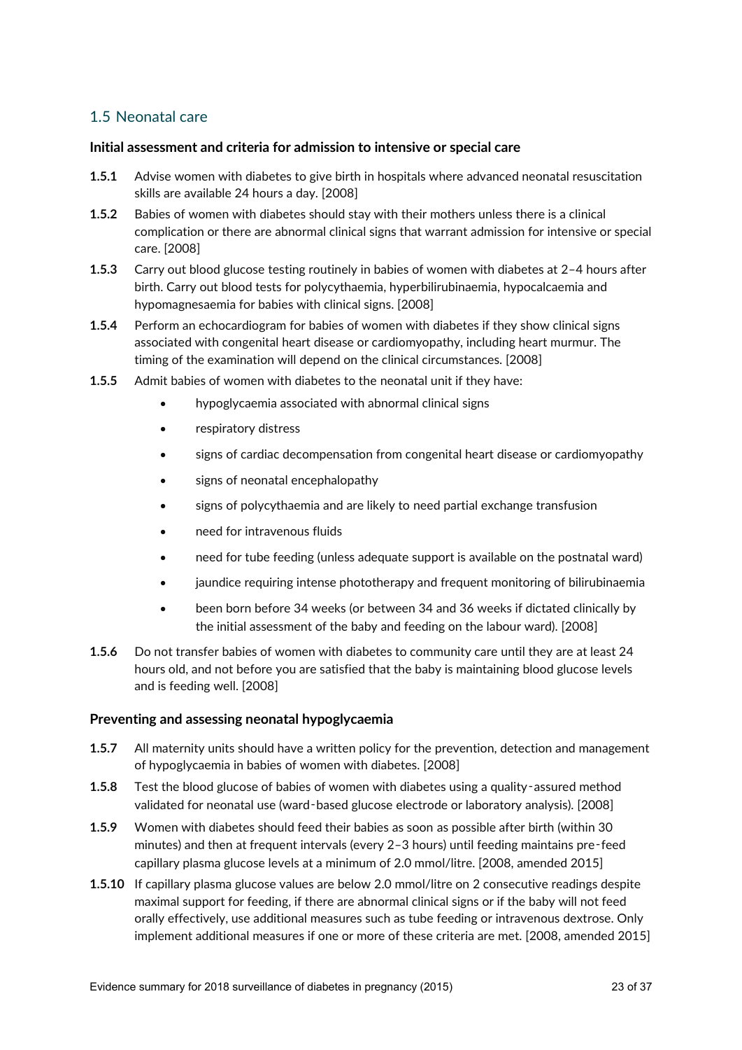## 1.5 Neonatal care

### Initial assessment and criteria for admission to intensive or special care

**1.5.1** Advise women with diabetes to give birth in hospitals where advanced neonatal resuscitation skills are available 24 hours a day. [2008]

**1.5.2** Babies of women with diabetes should stay with their mothers unless there is a clinical complication or there are abnormal clinical signs that warrant admission for intensive or special care. [2008]

**1.5.3** Carry out blood glucose testing routinely in babies of women with diabetes at 2–4 hours after birth. Carry out blood tests for polycythaemia, hyperbilirubinaemia, hypocalcaemia and hypomagnesaemia for babies with clinical signs. [2008]

**1.5.4** Perform an echocardiogram for babies of women with diabetes if they show clinical signs associated with congenital heart disease or cardiomyopathy, including heart murmur. The timing of the examination will depend on the clinical circumstances. [2008]

**1.5.5** Admit babies of women with diabetes to the neonatal unit if they have:

- hypoglycaemia associated with abnormal clinical signs
- respiratory distress
- signs of cardiac decompensation from congenital heart disease or cardiomyopathy
- signs of neonatal encephalopathy
- signs of polycythaemia and are likely to need partial exchange transfusion
- need for intravenous fluids
- need for tube feeding (unless adequate support is available on the postnatal ward)
- jaundice requiring intense phototherapy and frequent monitoring of bilirubinaemia
- been born before 34 weeks (or between 34 and 36 weeks if dictated clinically by the initial assessment of the baby and feeding on the labour ward). [2008]

**1.5.6** Do not transfer babies of women with diabetes to community care until they are at least 24 hours old, and not before you are satisfied that the baby is maintaining blood glucose levels and is feeding well. [2008]

### Preventing and assessing neonatal hypoglycaemia

**1.5.7** All maternity units should have a written policy for the prevention, detection and management of hypoglycaemia in babies of women with diabetes. [2008]

**1.5.8** Test the blood glucose of babies of women with diabetes using a quality-assured method validated for neonatal use (ward-based glucose electrode or laboratory analysis). [2008]

**1.5.9** Women with diabetes should feed their babies as soon as possible after birth (within 30 minutes) and then at frequent intervals (every 2–3 hours) until feeding maintains pre-feed capillary plasma glucose levels at a minimum of 2.0 mmol/litre. [2008, amended 2015]

**1.5.10** If capillary plasma glucose values are below 2.0 mmol/litre on 2 consecutive readings despite maximal support for feeding, if there are abnormal clinical signs or if the baby will not feed orally effectively, use additional measures such as tube feeding or intravenous dextrose. Only implement additional measures if one or more of these criteria are met. [2008, amended 2015]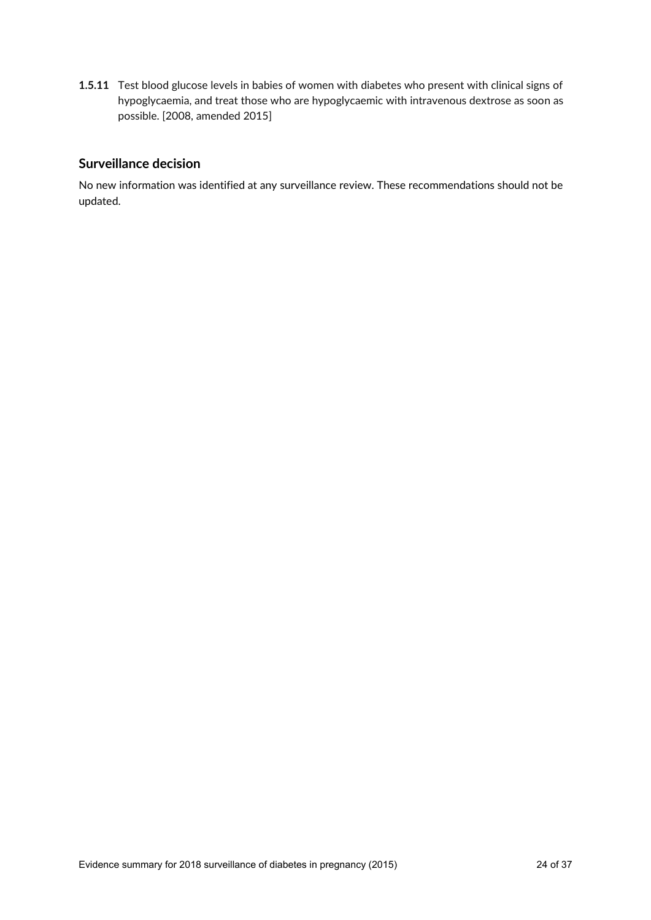**1.5.11** Test blood glucose levels in babies of women with diabetes who present with clinical signs of hypoglycaemia, and treat those who are hypoglycaemic with intravenous dextrose as soon as possible. [2008, amended 2015]

## Surveillance decision

No new information was identified at any surveillance review. These recommendations should not be updated.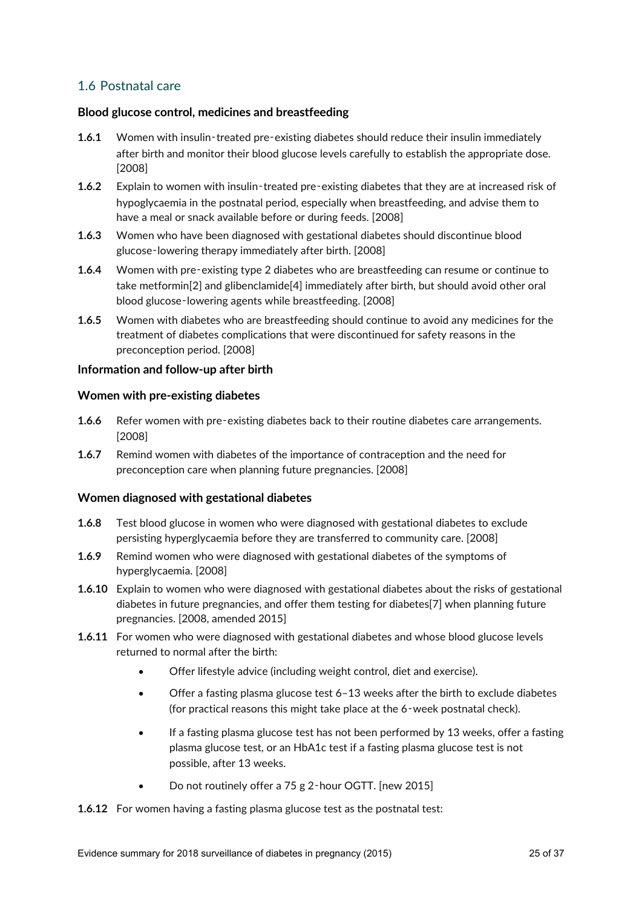## 1.6 Postnatal care

### Blood glucose control, medicines and breastfeeding

**1.6.1** Women with insulin‑treated pre‑existing diabetes should reduce their insulin immediately after birth and monitor their blood glucose levels carefully to establish the appropriate dose. [2008]

**1.6.2** Explain to women with insulin‑treated pre‑existing diabetes that they are at increased risk of hypoglycaemia in the postnatal period, especially when breastfeeding, and advise them to have a meal or snack available before or during feeds. [2008]

**1.6.3** Women who have been diagnosed with gestational diabetes should discontinue blood glucose‑lowering therapy immediately after birth. [2008]

**1.6.4** Women with pre‑existing type 2 diabetes who are breastfeeding can resume or continue to take metformin[2] and glibenclamide[4] immediately after birth, but should avoid other oral blood glucose‑lowering agents while breastfeeding. [2008]

**1.6.5** Women with diabetes who are breastfeeding should continue to avoid any medicines for the treatment of diabetes complications that were discontinued for safety reasons in the preconception period. [2008]

### Information and follow-up after birth

### Women with pre-existing diabetes

**1.6.6** Refer women with pre‑existing diabetes back to their routine diabetes care arrangements. [2008]

**1.6.7** Remind women with diabetes of the importance of contraception and the need for preconception care when planning future pregnancies. [2008]

### Women diagnosed with gestational diabetes

**1.6.8** Test blood glucose in women who were diagnosed with gestational diabetes to exclude persisting hyperglycaemia before they are transferred to community care. [2008]

**1.6.9** Remind women who were diagnosed with gestational diabetes of the symptoms of hyperglycaemia. [2008]

**1.6.10** Explain to women who were diagnosed with gestational diabetes about the risks of gestational diabetes in future pregnancies, and offer them testing for diabetes[7] when planning future pregnancies. [2008, amended 2015]

**1.6.11** For women who were diagnosed with gestational diabetes and whose blood glucose levels returned to normal after the birth:

- Offer lifestyle advice (including weight control, diet and exercise).
- Offer a fasting plasma glucose test 6–13 weeks after the birth to exclude diabetes (for practical reasons this might take place at the 6‑week postnatal check).
- If a fasting plasma glucose test has not been performed by 13 weeks, offer a fasting plasma glucose test, or an HbA1c test if a fasting plasma glucose test is not possible, after 13 weeks.
- Do not routinely offer a 75 g 2‑hour OGTT. [new 2015]

**1.6.12** For women having a fasting plasma glucose test as the postnatal test: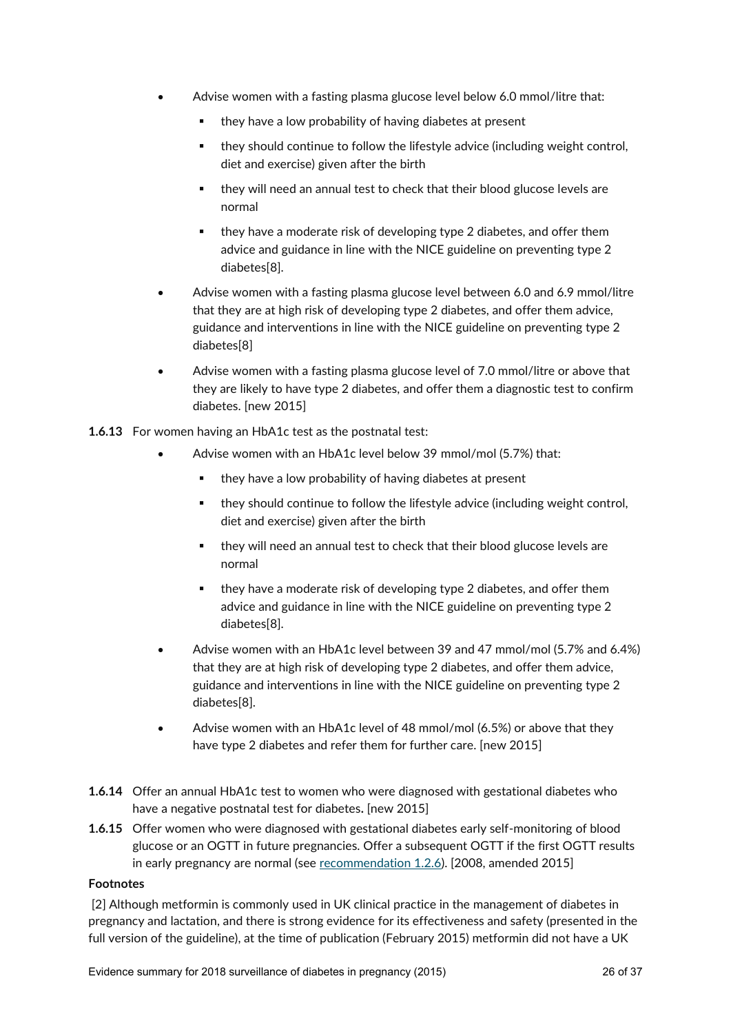- Advise women with a fasting plasma glucose level below 6.0 mmol/litre that:
    - they have a low probability of having diabetes at present
    - they should continue to follow the lifestyle advice (including weight control, diet and exercise) given after the birth
    - they will need an annual test to check that their blood glucose levels are normal
    - they have a moderate risk of developing type 2 diabetes, and offer them advice and guidance in line with the NICE guideline on preventing type 2 diabetes[8].
- Advise women with a fasting plasma glucose level between 6.0 and 6.9 mmol/litre that they are at high risk of developing type 2 diabetes, and offer them advice, guidance and interventions in line with the NICE guideline on preventing type 2 diabetes[8]
- Advise women with a fasting plasma glucose level of 7.0 mmol/litre or above that they are likely to have type 2 diabetes, and offer them a diagnostic test to confirm diabetes. [new 2015]

**1.6.13** For women having an HbA1c test as the postnatal test:

- Advise women with an HbA1c level below 39 mmol/mol (5.7%) that:
    - they have a low probability of having diabetes at present
    - they should continue to follow the lifestyle advice (including weight control, diet and exercise) given after the birth
    - they will need an annual test to check that their blood glucose levels are normal
    - they have a moderate risk of developing type 2 diabetes, and offer them advice and guidance in line with the NICE guideline on preventing type 2 diabetes[8].
- Advise women with an HbA1c level between 39 and 47 mmol/mol (5.7% and 6.4%) that they are at high risk of developing type 2 diabetes, and offer them advice, guidance and interventions in line with the NICE guideline on preventing type 2 diabetes[8].
- Advise women with an HbA1c level of 48 mmol/mol (6.5%) or above that they have type 2 diabetes and refer them for further care. [new 2015]

**1.6.14** Offer an annual HbA1c test to women who were diagnosed with gestational diabetes who have a negative postnatal test for diabetes**.** [new 2015]

**1.6.15** Offer women who were diagnosed with gestational diabetes early self-monitoring of blood glucose or an OGTT in future pregnancies. Offer a subsequent OGTT if the first OGTT results in early pregnancy are normal (see recommendation 1.2.6). [2008, amended 2015]

**Footnotes**

[2] Although metformin is commonly used in UK clinical practice in the management of diabetes in pregnancy and lactation, and there is strong evidence for its effectiveness and safety (presented in the full version of the guideline), at the time of publication (February 2015) metformin did not have a UK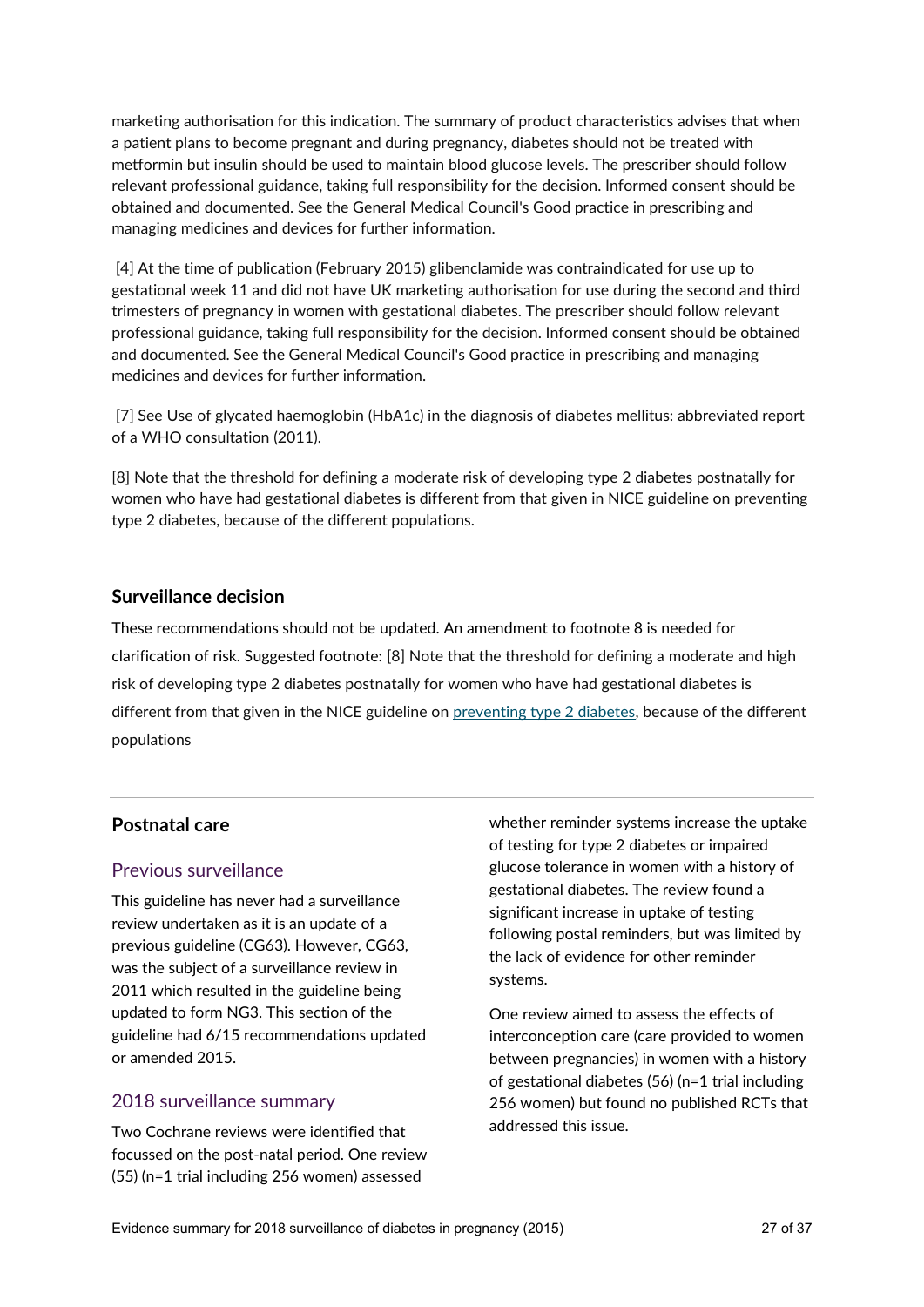marketing authorisation for this indication. The summary of product characteristics advises that when a patient plans to become pregnant and during pregnancy, diabetes should not be treated with metformin but insulin should be used to maintain blood glucose levels. The prescriber should follow relevant professional guidance, taking full responsibility for the decision. Informed consent should be obtained and documented. See the General Medical Council's Good practice in prescribing and managing medicines and devices for further information.

[4] At the time of publication (February 2015) glibenclamide was contraindicated for use up to gestational week 11 and did not have UK marketing authorisation for use during the second and third trimesters of pregnancy in women with gestational diabetes. The prescriber should follow relevant professional guidance, taking full responsibility for the decision. Informed consent should be obtained and documented. See the General Medical Council's Good practice in prescribing and managing medicines and devices for further information.

[7] See Use of glycated haemoglobin (HbA1c) in the diagnosis of diabetes mellitus: abbreviated report of a WHO consultation (2011).

[8] Note that the threshold for defining a moderate risk of developing type 2 diabetes postnatally for women who have had gestational diabetes is different from that given in NICE guideline on preventing type 2 diabetes, because of the different populations.

### Surveillance decision

These recommendations should not be updated. An amendment to footnote 8 is needed for clarification of risk. Suggested footnote: [8] Note that the threshold for defining a moderate and high risk of developing type 2 diabetes postnatally for women who have had gestational diabetes is different from that given in the NICE guideline on preventing type 2 diabetes, because of the different populations

---

## Postnatal care

### Previous surveillance

This guideline has never had a surveillance review undertaken as it is an update of a previous guideline (CG63). However, CG63, was the subject of a surveillance review in 2011 which resulted in the guideline being updated to form NG3. This section of the guideline had 6/15 recommendations updated or amended 2015.

### 2018 surveillance summary

Two Cochrane reviews were identified that focussed on the post-natal period. One review (55) (n=1 trial including 256 women) assessed whether reminder systems increase the uptake of testing for type 2 diabetes or impaired glucose tolerance in women with a history of gestational diabetes. The review found a significant increase in uptake of testing following postal reminders, but was limited by the lack of evidence for other reminder systems.

One review aimed to assess the effects of interconception care (care provided to women between pregnancies) in women with a history of gestational diabetes (56) (n=1 trial including 256 women) but found no published RCTs that addressed this issue.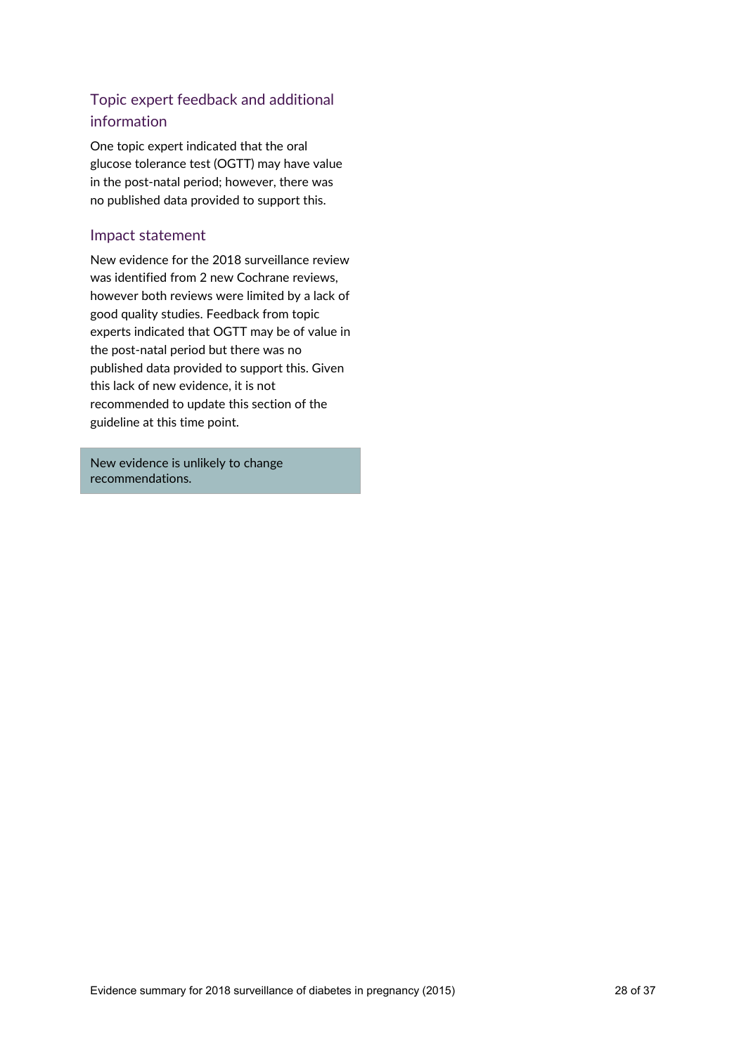### Topic expert feedback and additional information

One topic expert indicated that the oral glucose tolerance test (OGTT) may have value in the post-natal period; however, there was no published data provided to support this.

### Impact statement

New evidence for the 2018 surveillance review was identified from 2 new Cochrane reviews, however both reviews were limited by a lack of good quality studies. Feedback from topic experts indicated that OGTT may be of value in the post-natal period but there was no published data provided to support this. Given this lack of new evidence, it is not recommended to update this section of the guideline at this time point.

New evidence is unlikely to change recommendations.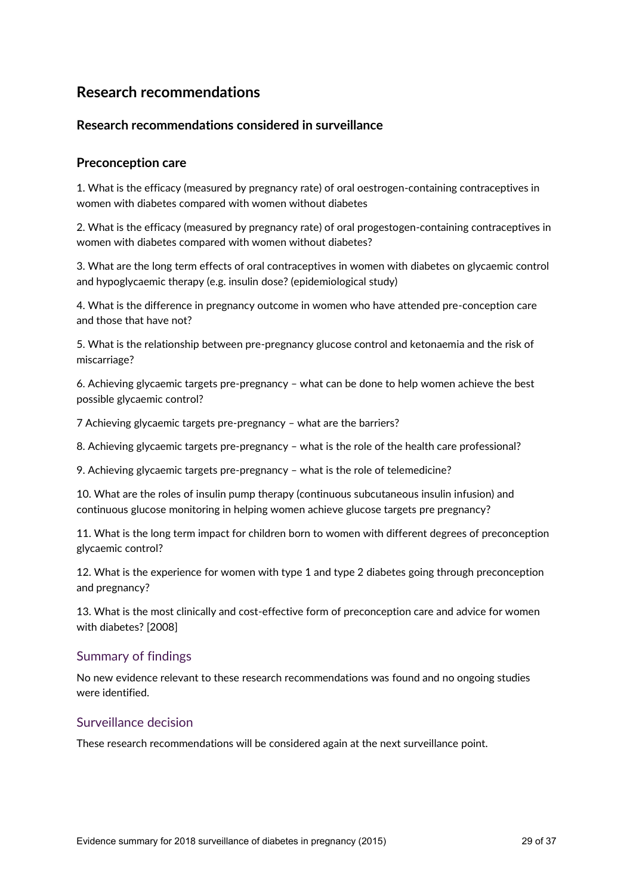## Research recommendations

### Research recommendations considered in surveillance

### Preconception care

1. What is the efficacy (measured by pregnancy rate) of oral oestrogen-containing contraceptives in women with diabetes compared with women without diabetes

2. What is the efficacy (measured by pregnancy rate) of oral progestogen-containing contraceptives in women with diabetes compared with women without diabetes?

3. What are the long term effects of oral contraceptives in women with diabetes on glycaemic control and hypoglycaemic therapy (e.g. insulin dose? (epidemiological study)

4. What is the difference in pregnancy outcome in women who have attended pre-conception care and those that have not?

5. What is the relationship between pre-pregnancy glucose control and ketonaemia and the risk of miscarriage?

6. Achieving glycaemic targets pre-pregnancy – what can be done to help women achieve the best possible glycaemic control?

7 Achieving glycaemic targets pre-pregnancy – what are the barriers?

8. Achieving glycaemic targets pre-pregnancy – what is the role of the health care professional?

9. Achieving glycaemic targets pre-pregnancy – what is the role of telemedicine?

10. What are the roles of insulin pump therapy (continuous subcutaneous insulin infusion) and continuous glucose monitoring in helping women achieve glucose targets pre pregnancy?

11. What is the long term impact for children born to women with different degrees of preconception glycaemic control?

12. What is the experience for women with type 1 and type 2 diabetes going through preconception and pregnancy?

13. What is the most clinically and cost-effective form of preconception care and advice for women with diabetes? [2008]

#### Summary of findings

No new evidence relevant to these research recommendations was found and no ongoing studies were identified.

#### Surveillance decision

These research recommendations will be considered again at the next surveillance point.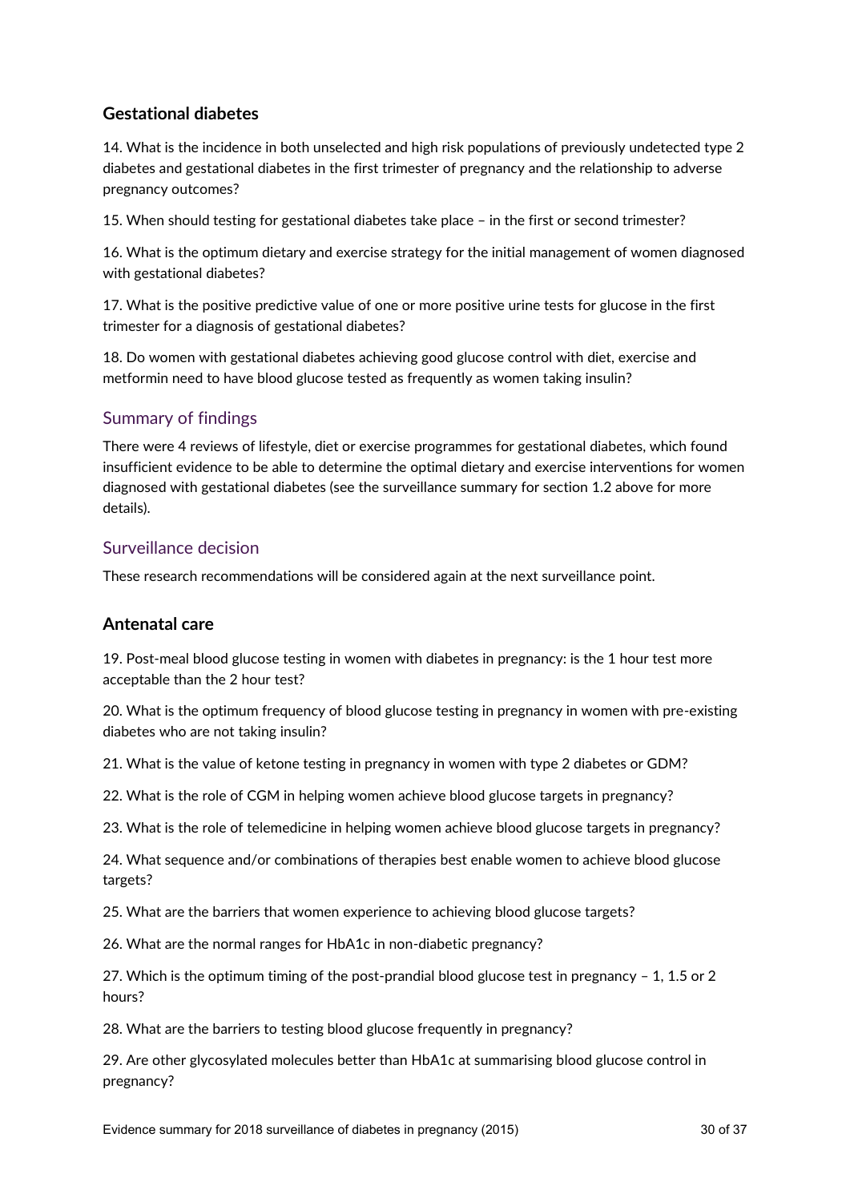### Gestational diabetes

14. What is the incidence in both unselected and high risk populations of previously undetected type 2 diabetes and gestational diabetes in the first trimester of pregnancy and the relationship to adverse pregnancy outcomes?

15. When should testing for gestational diabetes take place – in the first or second trimester?

16. What is the optimum dietary and exercise strategy for the initial management of women diagnosed with gestational diabetes?

17. What is the positive predictive value of one or more positive urine tests for glucose in the first trimester for a diagnosis of gestational diabetes?

18. Do women with gestational diabetes achieving good glucose control with diet, exercise and metformin need to have blood glucose tested as frequently as women taking insulin?

#### Summary of findings

There were 4 reviews of lifestyle, diet or exercise programmes for gestational diabetes, which found insufficient evidence to be able to determine the optimal dietary and exercise interventions for women diagnosed with gestational diabetes (see the surveillance summary for section 1.2 above for more details).

#### Surveillance decision

These research recommendations will be considered again at the next surveillance point.

### Antenatal care

19. Post-meal blood glucose testing in women with diabetes in pregnancy: is the 1 hour test more acceptable than the 2 hour test?

20. What is the optimum frequency of blood glucose testing in pregnancy in women with pre-existing diabetes who are not taking insulin?

21. What is the value of ketone testing in pregnancy in women with type 2 diabetes or GDM?

22. What is the role of CGM in helping women achieve blood glucose targets in pregnancy?

23. What is the role of telemedicine in helping women achieve blood glucose targets in pregnancy?

24. What sequence and/or combinations of therapies best enable women to achieve blood glucose targets?

25. What are the barriers that women experience to achieving blood glucose targets?

26. What are the normal ranges for HbA1c in non-diabetic pregnancy?

27. Which is the optimum timing of the post-prandial blood glucose test in pregnancy – 1, 1.5 or 2 hours?

28. What are the barriers to testing blood glucose frequently in pregnancy?

29. Are other glycosylated molecules better than HbA1c at summarising blood glucose control in pregnancy?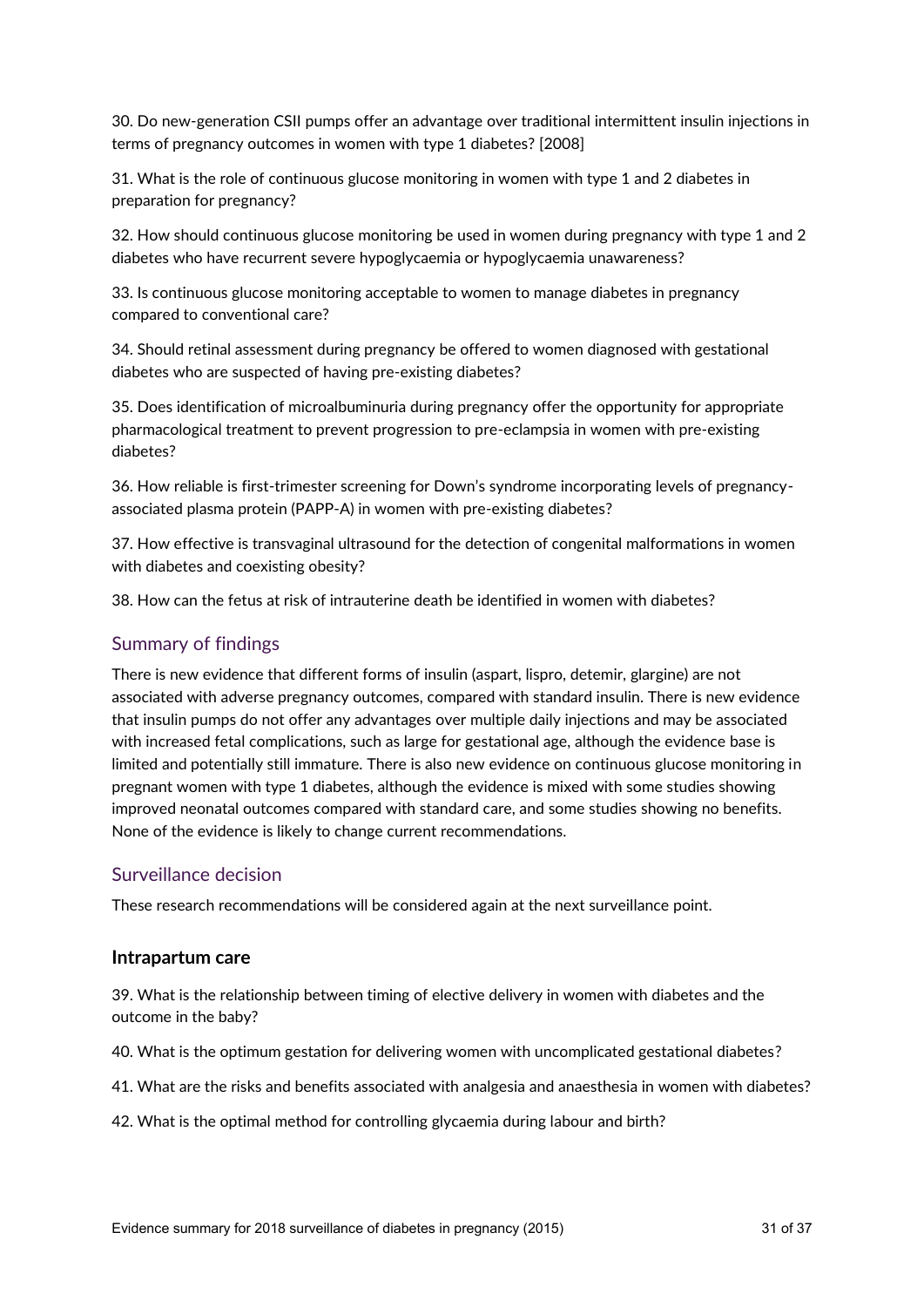30. Do new-generation CSII pumps offer an advantage over traditional intermittent insulin injections in terms of pregnancy outcomes in women with type 1 diabetes? [2008]

31. What is the role of continuous glucose monitoring in women with type 1 and 2 diabetes in preparation for pregnancy?

32. How should continuous glucose monitoring be used in women during pregnancy with type 1 and 2 diabetes who have recurrent severe hypoglycaemia or hypoglycaemia unawareness?

33. Is continuous glucose monitoring acceptable to women to manage diabetes in pregnancy compared to conventional care?

34. Should retinal assessment during pregnancy be offered to women diagnosed with gestational diabetes who are suspected of having pre-existing diabetes?

35. Does identification of microalbuminuria during pregnancy offer the opportunity for appropriate pharmacological treatment to prevent progression to pre-eclampsia in women with pre-existing diabetes?

36. How reliable is first-trimester screening for Down's syndrome incorporating levels of pregnancy-associated plasma protein (PAPP-A) in women with pre-existing diabetes?

37. How effective is transvaginal ultrasound for the detection of congenital malformations in women with diabetes and coexisting obesity?

38. How can the fetus at risk of intrauterine death be identified in women with diabetes?

## Summary of findings

There is new evidence that different forms of insulin (aspart, lispro, detemir, glargine) are not associated with adverse pregnancy outcomes, compared with standard insulin. There is new evidence that insulin pumps do not offer any advantages over multiple daily injections and may be associated with increased fetal complications, such as large for gestational age, although the evidence base is limited and potentially still immature. There is also new evidence on continuous glucose monitoring in pregnant women with type 1 diabetes, although the evidence is mixed with some studies showing improved neonatal outcomes compared with standard care, and some studies showing no benefits. None of the evidence is likely to change current recommendations.

## Surveillance decision

These research recommendations will be considered again at the next surveillance point.

### Intrapartum care

39. What is the relationship between timing of elective delivery in women with diabetes and the outcome in the baby?

40. What is the optimum gestation for delivering women with uncomplicated gestational diabetes?

41. What are the risks and benefits associated with analgesia and anaesthesia in women with diabetes?

42. What is the optimal method for controlling glycaemia during labour and birth?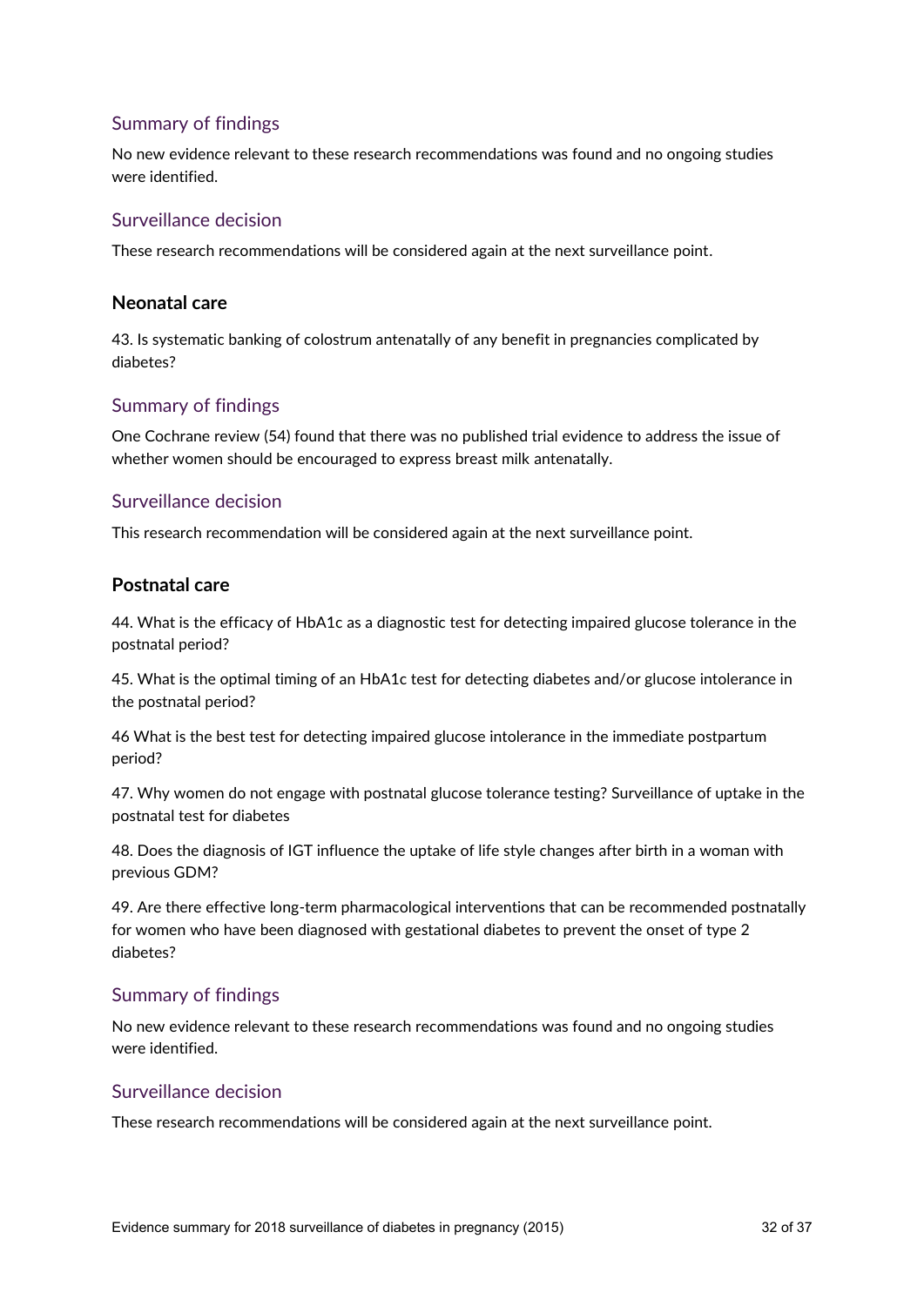### Summary of findings

No new evidence relevant to these research recommendations was found and no ongoing studies were identified.

### Surveillance decision

These research recommendations will be considered again at the next surveillance point.

#### Neonatal care

43. Is systematic banking of colostrum antenatally of any benefit in pregnancies complicated by diabetes?

### Summary of findings

One Cochrane review (54) found that there was no published trial evidence to address the issue of whether women should be encouraged to express breast milk antenatally.

### Surveillance decision

This research recommendation will be considered again at the next surveillance point.

#### Postnatal care

44. What is the efficacy of HbA1c as a diagnostic test for detecting impaired glucose tolerance in the postnatal period?

45. What is the optimal timing of an HbA1c test for detecting diabetes and/or glucose intolerance in the postnatal period?

46 What is the best test for detecting impaired glucose intolerance in the immediate postpartum period?

47. Why women do not engage with postnatal glucose tolerance testing? Surveillance of uptake in the postnatal test for diabetes

48. Does the diagnosis of IGT influence the uptake of life style changes after birth in a woman with previous GDM?

49. Are there effective long-term pharmacological interventions that can be recommended postnatally for women who have been diagnosed with gestational diabetes to prevent the onset of type 2 diabetes?

### Summary of findings

No new evidence relevant to these research recommendations was found and no ongoing studies were identified.

### Surveillance decision

These research recommendations will be considered again at the next surveillance point.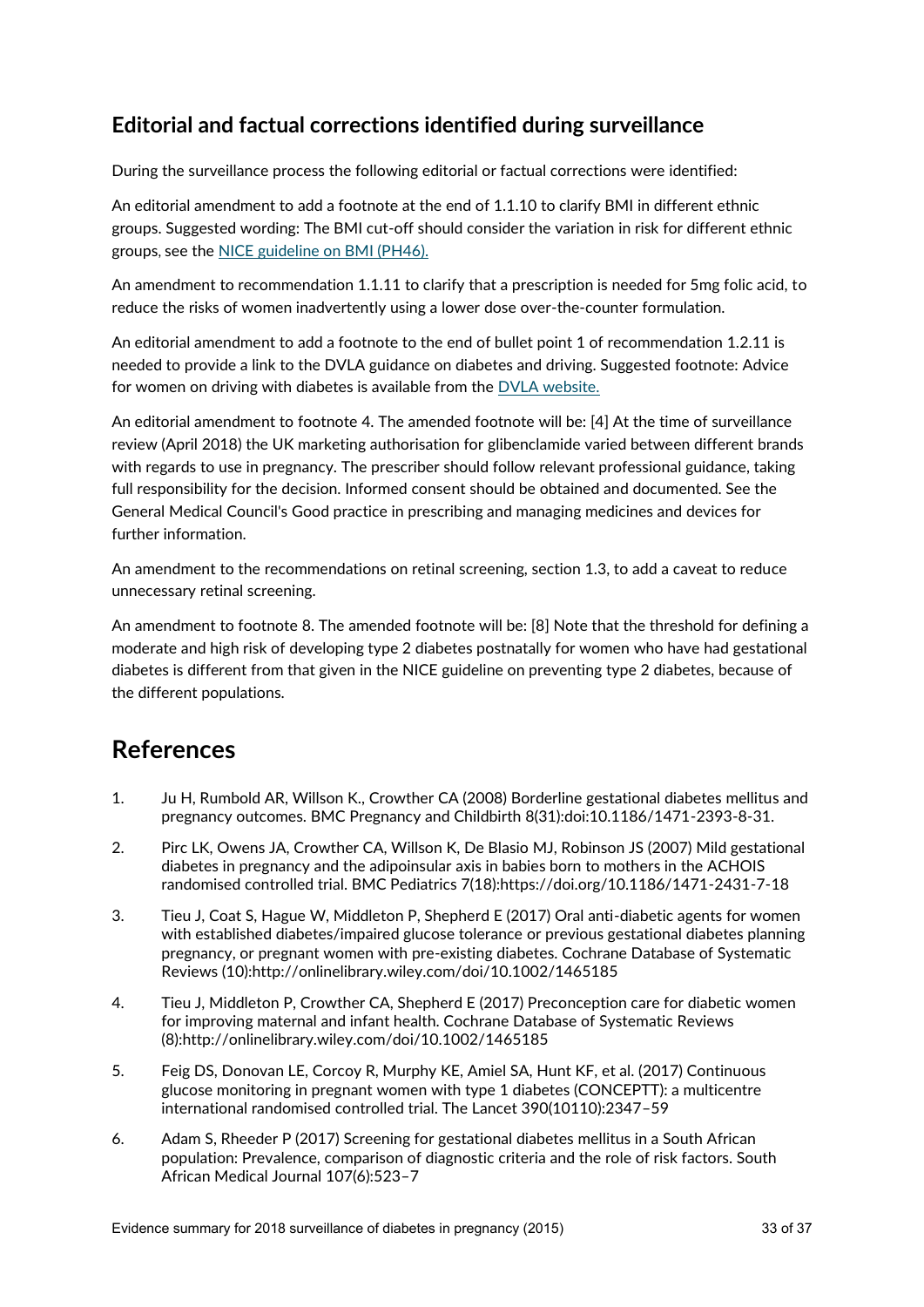## Editorial and factual corrections identified during surveillance

During the surveillance process the following editorial or factual corrections were identified:

An editorial amendment to add a footnote at the end of 1.1.10 to clarify BMI in different ethnic groups. Suggested wording: The BMI cut-off should consider the variation in risk for different ethnic groups, see the NICE guideline on BMI (PH46).

An amendment to recommendation 1.1.11 to clarify that a prescription is needed for 5mg folic acid, to reduce the risks of women inadvertently using a lower dose over-the-counter formulation.

An editorial amendment to add a footnote to the end of bullet point 1 of recommendation 1.2.11 is needed to provide a link to the DVLA guidance on diabetes and driving. Suggested footnote: Advice for women on driving with diabetes is available from the DVLA website.

An editorial amendment to footnote 4. The amended footnote will be: [4] At the time of surveillance review (April 2018) the UK marketing authorisation for glibenclamide varied between different brands with regards to use in pregnancy. The prescriber should follow relevant professional guidance, taking full responsibility for the decision. Informed consent should be obtained and documented. See the General Medical Council's Good practice in prescribing and managing medicines and devices for further information.

An amendment to the recommendations on retinal screening, section 1.3, to add a caveat to reduce unnecessary retinal screening.

An amendment to footnote 8. The amended footnote will be: [8] Note that the threshold for defining a moderate and high risk of developing type 2 diabetes postnatally for women who have had gestational diabetes is different from that given in the NICE guideline on preventing type 2 diabetes, because of the different populations.

# References

1. Ju H, Rumbold AR, Willson K., Crowther CA (2008) Borderline gestational diabetes mellitus and pregnancy outcomes. BMC Pregnancy and Childbirth 8(31):doi:10.1186/1471-2393-8-31.
2. Pirc LK, Owens JA, Crowther CA, Willson K, De Blasio MJ, Robinson JS (2007) Mild gestational diabetes in pregnancy and the adipoinsular axis in babies born to mothers in the ACHOIS randomised controlled trial. BMC Pediatrics 7(18):https://doi.org/10.1186/1471-2431-7-18
3. Tieu J, Coat S, Hague W, Middleton P, Shepherd E (2017) Oral anti-diabetic agents for women with established diabetes/impaired glucose tolerance or previous gestational diabetes planning pregnancy, or pregnant women with pre-existing diabetes. Cochrane Database of Systematic Reviews (10):http://onlinelibrary.wiley.com/doi/10.1002/1465185
4. Tieu J, Middleton P, Crowther CA, Shepherd E (2017) Preconception care for diabetic women for improving maternal and infant health. Cochrane Database of Systematic Reviews (8):http://onlinelibrary.wiley.com/doi/10.1002/1465185
5. Feig DS, Donovan LE, Corcoy R, Murphy KE, Amiel SA, Hunt KF, et al. (2017) Continuous glucose monitoring in pregnant women with type 1 diabetes (CONCEPTT): a multicentre international randomised controlled trial. The Lancet 390(10110):2347–59
6. Adam S, Rheeder P (2017) Screening for gestational diabetes mellitus in a South African population: Prevalence, comparison of diagnostic criteria and the role of risk factors. South African Medical Journal 107(6):523–7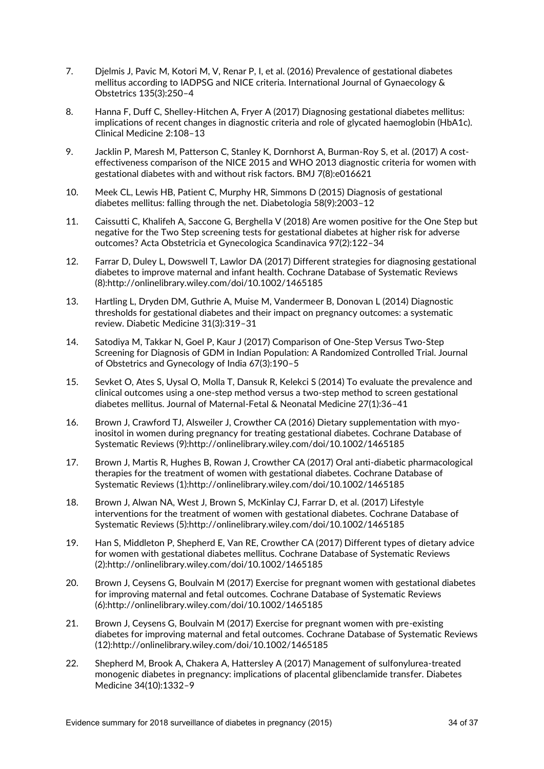7. Djelmis J, Pavic M, Kotori M, V, Renar P, I, et al. (2016) Prevalence of gestational diabetes mellitus according to IADPSG and NICE criteria. International Journal of Gynaecology & Obstetrics 135(3):250–4

8. Hanna F, Duff C, Shelley-Hitchen A, Fryer A (2017) Diagnosing gestational diabetes mellitus: implications of recent changes in diagnostic criteria and role of glycated haemoglobin (HbA1c). Clinical Medicine 2:108–13

9. Jacklin P, Maresh M, Patterson C, Stanley K, Dornhorst A, Burman-Roy S, et al. (2017) A cost-effectiveness comparison of the NICE 2015 and WHO 2013 diagnostic criteria for women with gestational diabetes with and without risk factors. BMJ 7(8):e016621

10. Meek CL, Lewis HB, Patient C, Murphy HR, Simmons D (2015) Diagnosis of gestational diabetes mellitus: falling through the net. Diabetologia 58(9):2003–12

11. Caissutti C, Khalifeh A, Saccone G, Berghella V (2018) Are women positive for the One Step but negative for the Two Step screening tests for gestational diabetes at higher risk for adverse outcomes? Acta Obstetricia et Gynecologica Scandinavica 97(2):122–34

12. Farrar D, Duley L, Dowswell T, Lawlor DA (2017) Different strategies for diagnosing gestational diabetes to improve maternal and infant health. Cochrane Database of Systematic Reviews (8):http://onlinelibrary.wiley.com/doi/10.1002/1465185

13. Hartling L, Dryden DM, Guthrie A, Muise M, Vandermeer B, Donovan L (2014) Diagnostic thresholds for gestational diabetes and their impact on pregnancy outcomes: a systematic review. Diabetic Medicine 31(3):319–31

14. Satodiya M, Takkar N, Goel P, Kaur J (2017) Comparison of One-Step Versus Two-Step Screening for Diagnosis of GDM in Indian Population: A Randomized Controlled Trial. Journal of Obstetrics and Gynecology of India 67(3):190–5

15. Sevket O, Ates S, Uysal O, Molla T, Dansuk R, Kelekci S (2014) To evaluate the prevalence and clinical outcomes using a one-step method versus a two-step method to screen gestational diabetes mellitus. Journal of Maternal-Fetal & Neonatal Medicine 27(1):36–41

16. Brown J, Crawford TJ, Alsweiler J, Crowther CA (2016) Dietary supplementation with myo-inositol in women during pregnancy for treating gestational diabetes. Cochrane Database of Systematic Reviews (9):http://onlinelibrary.wiley.com/doi/10.1002/1465185

17. Brown J, Martis R, Hughes B, Rowan J, Crowther CA (2017) Oral anti-diabetic pharmacological therapies for the treatment of women with gestational diabetes. Cochrane Database of Systematic Reviews (1):http://onlinelibrary.wiley.com/doi/10.1002/1465185

18. Brown J, Alwan NA, West J, Brown S, McKinlay CJ, Farrar D, et al. (2017) Lifestyle interventions for the treatment of women with gestational diabetes. Cochrane Database of Systematic Reviews (5):http://onlinelibrary.wiley.com/doi/10.1002/1465185

19. Han S, Middleton P, Shepherd E, Van RE, Crowther CA (2017) Different types of dietary advice for women with gestational diabetes mellitus. Cochrane Database of Systematic Reviews (2):http://onlinelibrary.wiley.com/doi/10.1002/1465185

20. Brown J, Ceysens G, Boulvain M (2017) Exercise for pregnant women with gestational diabetes for improving maternal and fetal outcomes. Cochrane Database of Systematic Reviews (6):http://onlinelibrary.wiley.com/doi/10.1002/1465185

21. Brown J, Ceysens G, Boulvain M (2017) Exercise for pregnant women with pre-existing diabetes for improving maternal and fetal outcomes. Cochrane Database of Systematic Reviews (12):http://onlinelibrary.wiley.com/doi/10.1002/1465185

22. Shepherd M, Brook A, Chakera A, Hattersley A (2017) Management of sulfonylurea-treated monogenic diabetes in pregnancy: implications of placental glibenclamide transfer. Diabetes Medicine 34(10):1332–9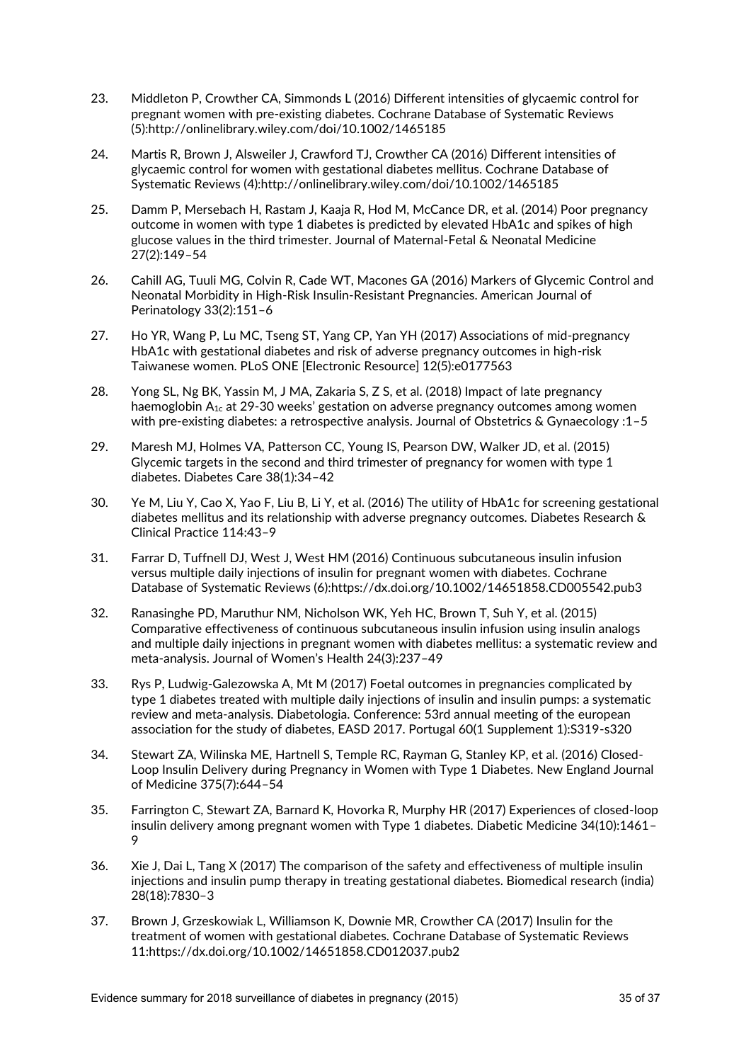23. Middleton P, Crowther CA, Simmonds L (2016) Different intensities of glycaemic control for pregnant women with pre-existing diabetes. Cochrane Database of Systematic Reviews (5):http://onlinelibrary.wiley.com/doi/10.1002/1465185

24. Martis R, Brown J, Alsweiler J, Crawford TJ, Crowther CA (2016) Different intensities of glycaemic control for women with gestational diabetes mellitus. Cochrane Database of Systematic Reviews (4):http://onlinelibrary.wiley.com/doi/10.1002/1465185

25. Damm P, Mersebach H, Rastam J, Kaaja R, Hod M, McCance DR, et al. (2014) Poor pregnancy outcome in women with type 1 diabetes is predicted by elevated HbA1c and spikes of high glucose values in the third trimester. Journal of Maternal-Fetal & Neonatal Medicine 27(2):149–54

26. Cahill AG, Tuuli MG, Colvin R, Cade WT, Macones GA (2016) Markers of Glycemic Control and Neonatal Morbidity in High-Risk Insulin-Resistant Pregnancies. American Journal of Perinatology 33(2):151–6

27. Ho YR, Wang P, Lu MC, Tseng ST, Yang CP, Yan YH (2017) Associations of mid-pregnancy HbA1c with gestational diabetes and risk of adverse pregnancy outcomes in high-risk Taiwanese women. PLoS ONE [Electronic Resource] 12(5):e0177563

28. Yong SL, Ng BK, Yassin M, J MA, Zakaria S, Z S, et al. (2018) Impact of late pregnancy haemoglobin $A_{1c}$ at 29-30 weeks' gestation on adverse pregnancy outcomes among women with pre-existing diabetes: a retrospective analysis. Journal of Obstetrics & Gynaecology :1–5

29. Maresh MJ, Holmes VA, Patterson CC, Young IS, Pearson DW, Walker JD, et al. (2015) Glycemic targets in the second and third trimester of pregnancy for women with type 1 diabetes. Diabetes Care 38(1):34–42

30. Ye M, Liu Y, Cao X, Yao F, Liu B, Li Y, et al. (2016) The utility of HbA1c for screening gestational diabetes mellitus and its relationship with adverse pregnancy outcomes. Diabetes Research & Clinical Practice 114:43–9

31. Farrar D, Tuffnell DJ, West J, West HM (2016) Continuous subcutaneous insulin infusion versus multiple daily injections of insulin for pregnant women with diabetes. Cochrane Database of Systematic Reviews (6):https://dx.doi.org/10.1002/14651858.CD005542.pub3

32. Ranasinghe PD, Maruthur NM, Nicholson WK, Yeh HC, Brown T, Suh Y, et al. (2015) Comparative effectiveness of continuous subcutaneous insulin infusion using insulin analogs and multiple daily injections in pregnant women with diabetes mellitus: a systematic review and meta-analysis. Journal of Women's Health 24(3):237–49

33. Rys P, Ludwig-Galezowska A, Mt M (2017) Foetal outcomes in pregnancies complicated by type 1 diabetes treated with multiple daily injections of insulin and insulin pumps: a systematic review and meta-analysis. Diabetologia. Conference: 53rd annual meeting of the european association for the study of diabetes, EASD 2017. Portugal 60(1 Supplement 1):S319-s320

34. Stewart ZA, Wilinska ME, Hartnell S, Temple RC, Rayman G, Stanley KP, et al. (2016) Closed-Loop Insulin Delivery during Pregnancy in Women with Type 1 Diabetes. New England Journal of Medicine 375(7):644–54

35. Farrington C, Stewart ZA, Barnard K, Hovorka R, Murphy HR (2017) Experiences of closed-loop insulin delivery among pregnant women with Type 1 diabetes. Diabetic Medicine 34(10):1461–9

36. Xie J, Dai L, Tang X (2017) The comparison of the safety and effectiveness of multiple insulin injections and insulin pump therapy in treating gestational diabetes. Biomedical research (india) 28(18):7830–3

37. Brown J, Grzeskowiak L, Williamson K, Downie MR, Crowther CA (2017) Insulin for the treatment of women with gestational diabetes. Cochrane Database of Systematic Reviews 11:https://dx.doi.org/10.1002/14651858.CD012037.pub2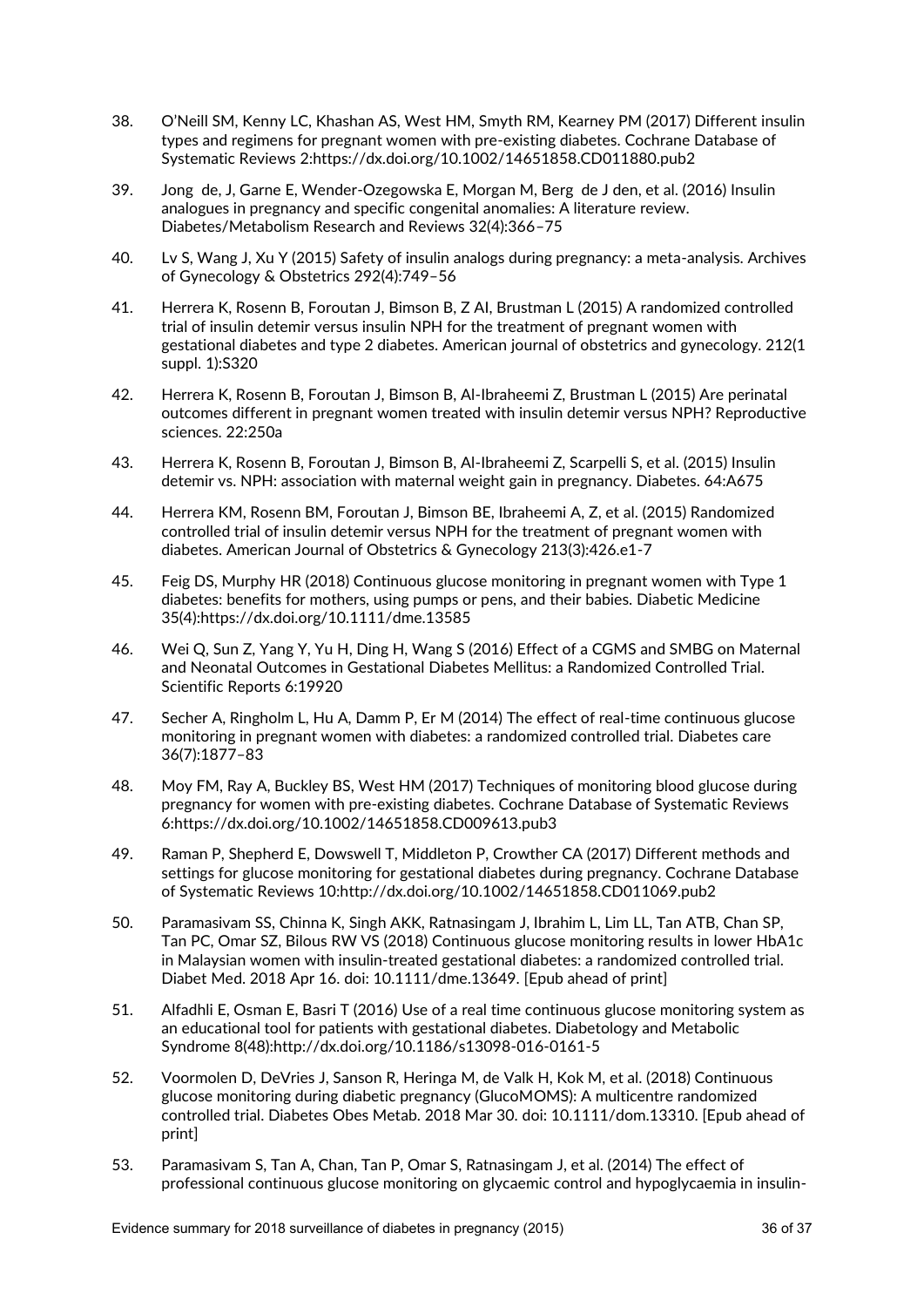38. O'Neill SM, Kenny LC, Khashan AS, West HM, Smyth RM, Kearney PM (2017) Different insulin types and regimens for pregnant women with pre-existing diabetes. Cochrane Database of Systematic Reviews 2:https://dx.doi.org/10.1002/14651858.CD011880.pub2

39. Jong de, J, Garne E, Wender-Ozegowska E, Morgan M, Berg de J den, et al. (2016) Insulin analogues in pregnancy and specific congenital anomalies: A literature review. Diabetes/Metabolism Research and Reviews 32(4):366–75

40. Lv S, Wang J, Xu Y (2015) Safety of insulin analogs during pregnancy: a meta-analysis. Archives of Gynecology & Obstetrics 292(4):749–56

41. Herrera K, Rosenn B, Foroutan J, Bimson B, Z Al, Brustman L (2015) A randomized controlled trial of insulin detemir versus insulin NPH for the treatment of pregnant women with gestational diabetes and type 2 diabetes. American journal of obstetrics and gynecology. 212(1 suppl. 1):S320

42. Herrera K, Rosenn B, Foroutan J, Bimson B, Al-Ibraheemi Z, Brustman L (2015) Are perinatal outcomes different in pregnant women treated with insulin detemir versus NPH? Reproductive sciences. 22:250a

43. Herrera K, Rosenn B, Foroutan J, Bimson B, Al-Ibraheemi Z, Scarpelli S, et al. (2015) Insulin detemir vs. NPH: association with maternal weight gain in pregnancy. Diabetes. 64:A675

44. Herrera KM, Rosenn BM, Foroutan J, Bimson BE, Ibraheemi A, Z, et al. (2015) Randomized controlled trial of insulin detemir versus NPH for the treatment of pregnant women with diabetes. American Journal of Obstetrics & Gynecology 213(3):426.e1-7

45. Feig DS, Murphy HR (2018) Continuous glucose monitoring in pregnant women with Type 1 diabetes: benefits for mothers, using pumps or pens, and their babies. Diabetic Medicine 35(4):https://dx.doi.org/10.1111/dme.13585

46. Wei Q, Sun Z, Yang Y, Yu H, Ding H, Wang S (2016) Effect of a CGMS and SMBG on Maternal and Neonatal Outcomes in Gestational Diabetes Mellitus: a Randomized Controlled Trial. Scientific Reports 6:19920

47. Secher A, Ringholm L, Hu A, Damm P, Er M (2014) The effect of real-time continuous glucose monitoring in pregnant women with diabetes: a randomized controlled trial. Diabetes care 36(7):1877–83

48. Moy FM, Ray A, Buckley BS, West HM (2017) Techniques of monitoring blood glucose during pregnancy for women with pre-existing diabetes. Cochrane Database of Systematic Reviews 6:https://dx.doi.org/10.1002/14651858.CD009613.pub3

49. Raman P, Shepherd E, Dowswell T, Middleton P, Crowther CA (2017) Different methods and settings for glucose monitoring for gestational diabetes during pregnancy. Cochrane Database of Systematic Reviews 10:http://dx.doi.org/10.1002/14651858.CD011069.pub2

50. Paramasivam SS, Chinna K, Singh AKK, Ratnasingam J, Ibrahim L, Lim LL, Tan ATB, Chan SP, Tan PC, Omar SZ, Bilous RW VS (2018) Continuous glucose monitoring results in lower HbA1c in Malaysian women with insulin-treated gestational diabetes: a randomized controlled trial. Diabet Med. 2018 Apr 16. doi: 10.1111/dme.13649. [Epub ahead of print]

51. Alfadhli E, Osman E, Basri T (2016) Use of a real time continuous glucose monitoring system as an educational tool for patients with gestational diabetes. Diabetology and Metabolic Syndrome 8(48):http://dx.doi.org/10.1186/s13098-016-0161-5

52. Voormolen D, DeVries J, Sanson R, Heringa M, de Valk H, Kok M, et al. (2018) Continuous glucose monitoring during diabetic pregnancy (GlucoMOMS): A multicentre randomized controlled trial. Diabetes Obes Metab. 2018 Mar 30. doi: 10.1111/dom.13310. [Epub ahead of print]

53. Paramasivam S, Tan A, Chan, Tan P, Omar S, Ratnasingam J, et al. (2014) The effect of professional continuous glucose monitoring on glycaemic control and hypoglycaemia in insulin-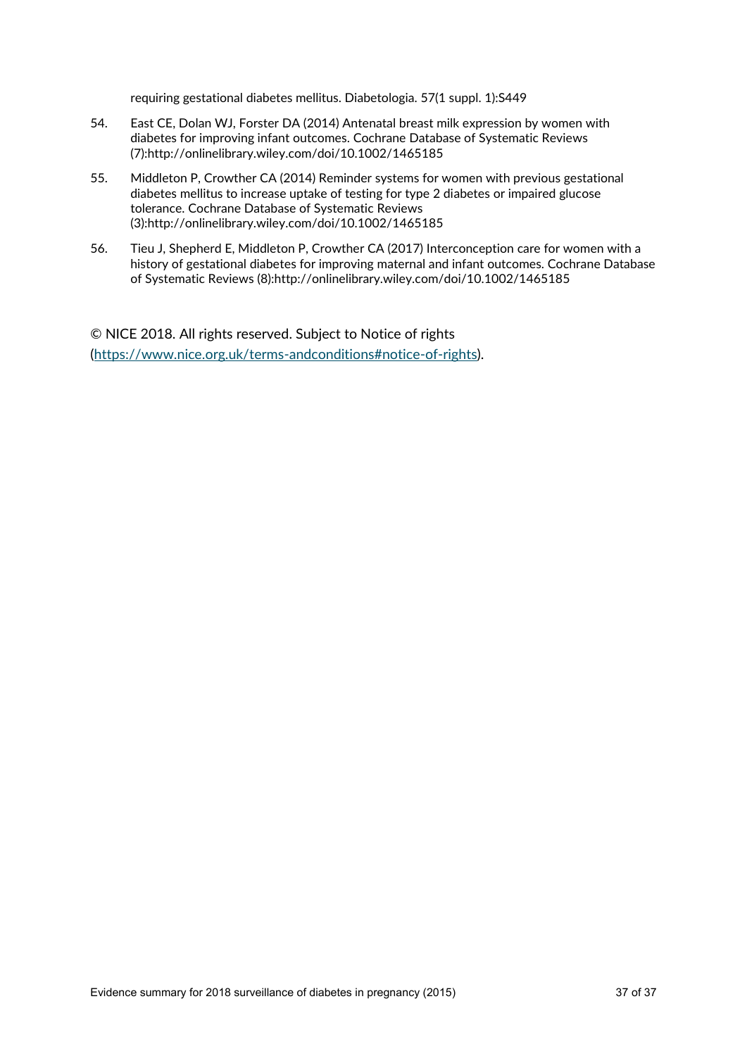requiring gestational diabetes mellitus. Diabetologia. 57(1 suppl. 1):S449

54. East CE, Dolan WJ, Forster DA (2014) Antenatal breast milk expression by women with diabetes for improving infant outcomes. Cochrane Database of Systematic Reviews (7):http://onlinelibrary.wiley.com/doi/10.1002/1465185

55. Middleton P, Crowther CA (2014) Reminder systems for women with previous gestational diabetes mellitus to increase uptake of testing for type 2 diabetes or impaired glucose tolerance. Cochrane Database of Systematic Reviews (3):http://onlinelibrary.wiley.com/doi/10.1002/1465185

56. Tieu J, Shepherd E, Middleton P, Crowther CA (2017) Interconception care for women with a history of gestational diabetes for improving maternal and infant outcomes. Cochrane Database of Systematic Reviews (8):http://onlinelibrary.wiley.com/doi/10.1002/1465185

© NICE 2018. All rights reserved. Subject to Notice of rights (https://www.nice.org.uk/terms-andconditions#notice-of-rights).